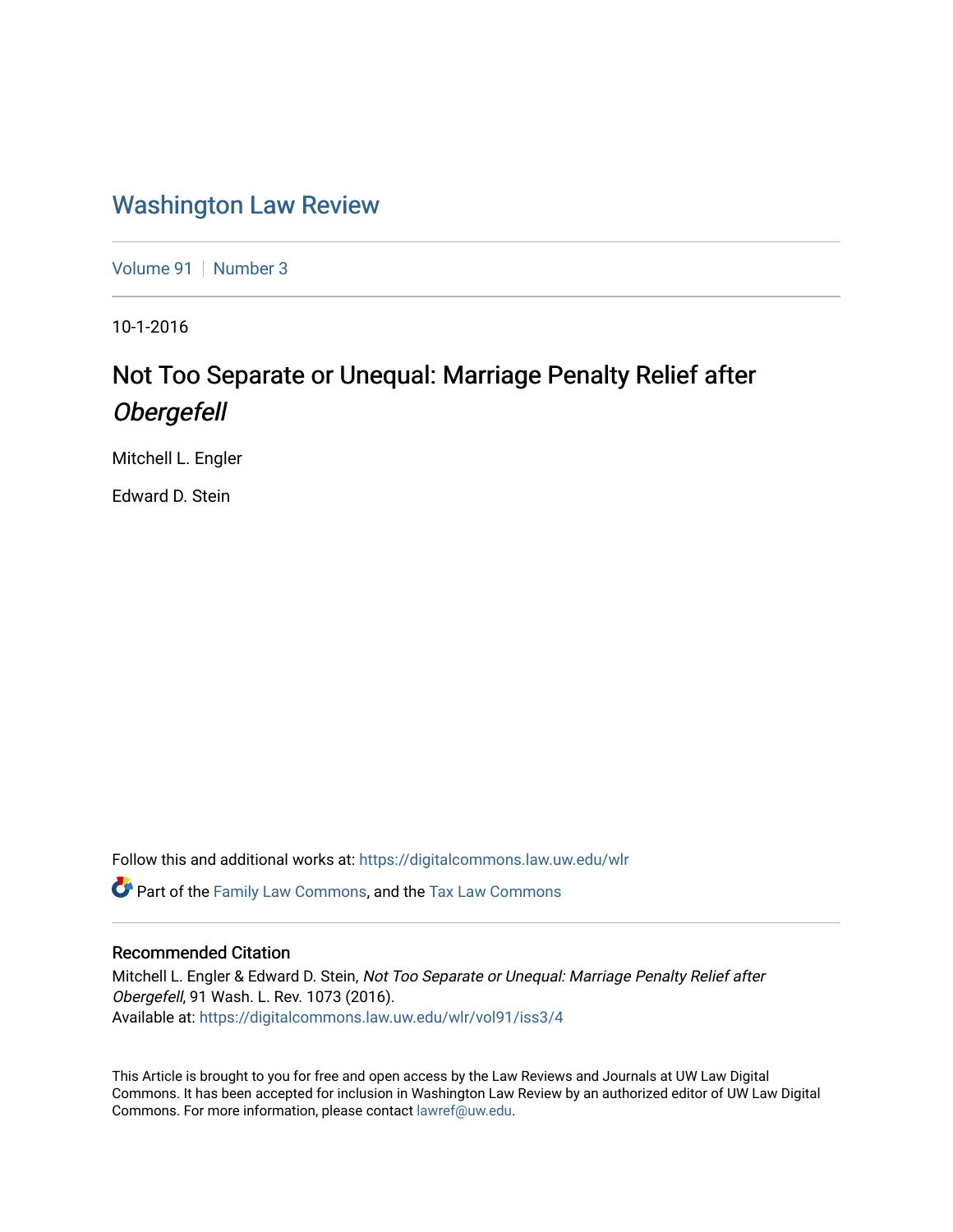# Washington Law Review

Volume 91 | Number 3

10-1-2016

## Not Too Separate or Unequal: Marriage Penalty Relief after *Obergefell*

Mitchell L. Engler

Edward D. Stein

Follow this and additional works at: https://digitalcommons.law.uw.edu/wlr

Part of the Family Law Commons, and the Tax Law Commons

### Recommended Citation

Mitchell L. Engler & Edward D. Stein, *Not Too Separate or Unequal: Marriage Penalty Relief after Obergefell*, 91 Wash. L. Rev. 1073 (2016).
Available at: https://digitalcommons.law.uw.edu/wlr/vol91/iss3/4

This Article is brought to you for free and open access by the Law Reviews and Journals at UW Law Digital Commons. It has been accepted for inclusion in Washington Law Review by an authorized editor of UW Law Digital Commons. For more information, please contact lawref@uw.edu.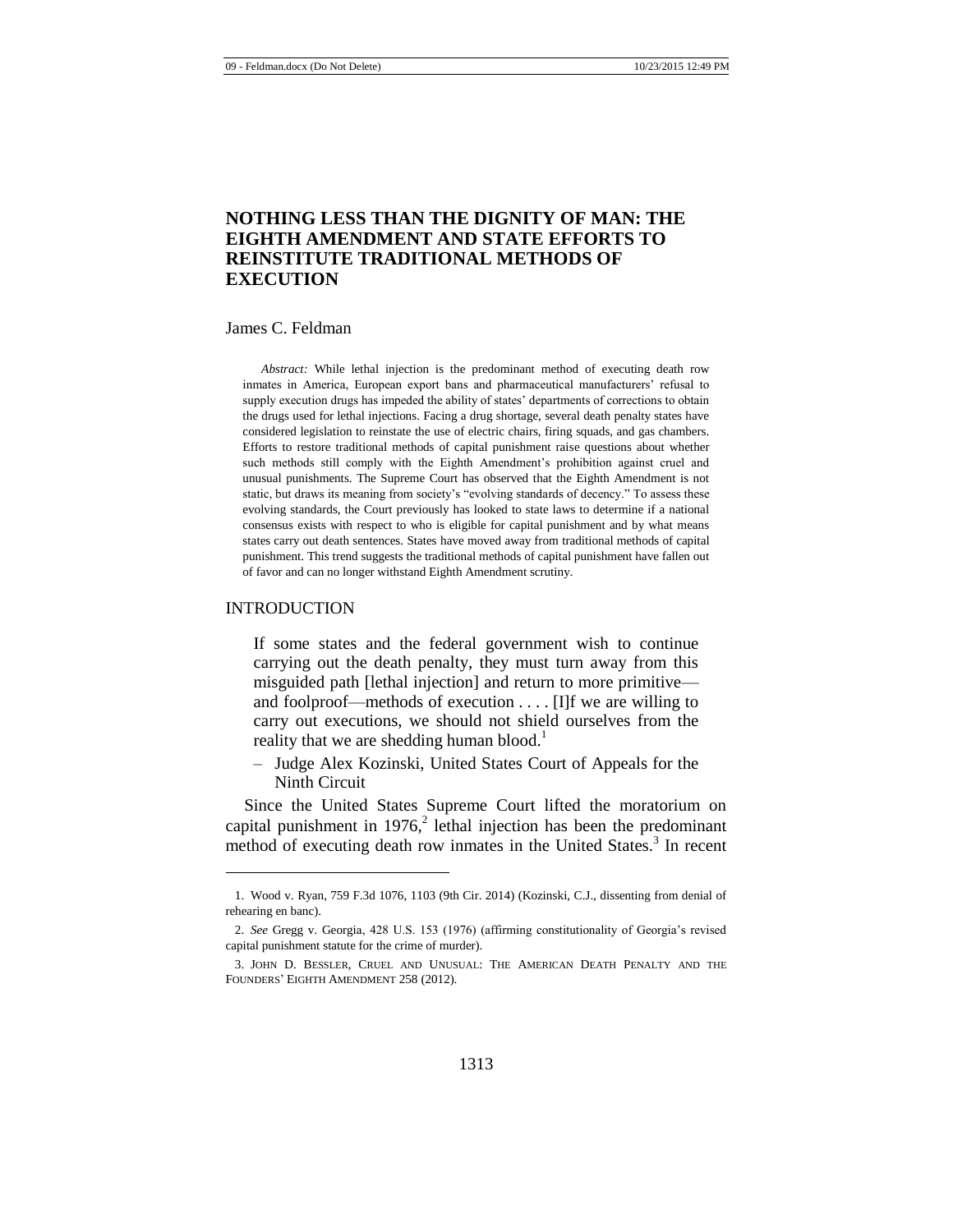# NOTHING LESS THAN THE DIGNITY OF MAN: THE EIGHTH AMENDMENT AND STATE EFFORTS TO REINSTITUTE TRADITIONAL METHODS OF EXECUTION

James C. Feldman

*Abstract:* While lethal injection is the predominant method of executing death row inmates in America, European export bans and pharmaceutical manufacturers' refusal to supply execution drugs has impeded the ability of states' departments of corrections to obtain the drugs used for lethal injections. Facing a drug shortage, several death penalty states have considered legislation to reinstate the use of electric chairs, firing squads, and gas chambers. Efforts to restore traditional methods of capital punishment raise questions about whether such methods still comply with the Eighth Amendment's prohibition against cruel and unusual punishments. The Supreme Court has observed that the Eighth Amendment is not static, but draws its meaning from society's "evolving standards of decency." To assess these evolving standards, the Court previously has looked to state laws to determine if a national consensus exists with respect to who is eligible for capital punishment and by what means states carry out death sentences. States have moved away from traditional methods of capital punishment. This trend suggests the traditional methods of capital punishment have fallen out of favor and can no longer withstand Eighth Amendment scrutiny.

## INTRODUCTION

> If some states and the federal government wish to continue carrying out the death penalty, they must turn away from this misguided path [lethal injection] and return to more primitive—and foolproof—methods of execution . . . . [I]f we are willing to carry out executions, we should not shield ourselves from the reality that we are shedding human blood.[1]
>
> – Judge Alex Kozinski, United States Court of Appeals for the Ninth Circuit

Since the United States Supreme Court lifted the moratorium on capital punishment in 1976,[2] lethal injection has been the predominant method of executing death row inmates in the United States.[3] In recent

---

1. Wood v. Ryan, 759 F.3d 1076, 1103 (9th Cir. 2014) (Kozinski, C.J., dissenting from denial of rehearing en banc).

2. *See* Gregg v. Georgia, 428 U.S. 153 (1976) (affirming constitutionality of Georgia's revised capital punishment statute for the crime of murder).

3. JOHN D. BESSLER, CRUEL AND UNUSUAL: THE AMERICAN DEATH PENALTY AND THE FOUNDERS' EIGHTH AMENDMENT 258 (2012).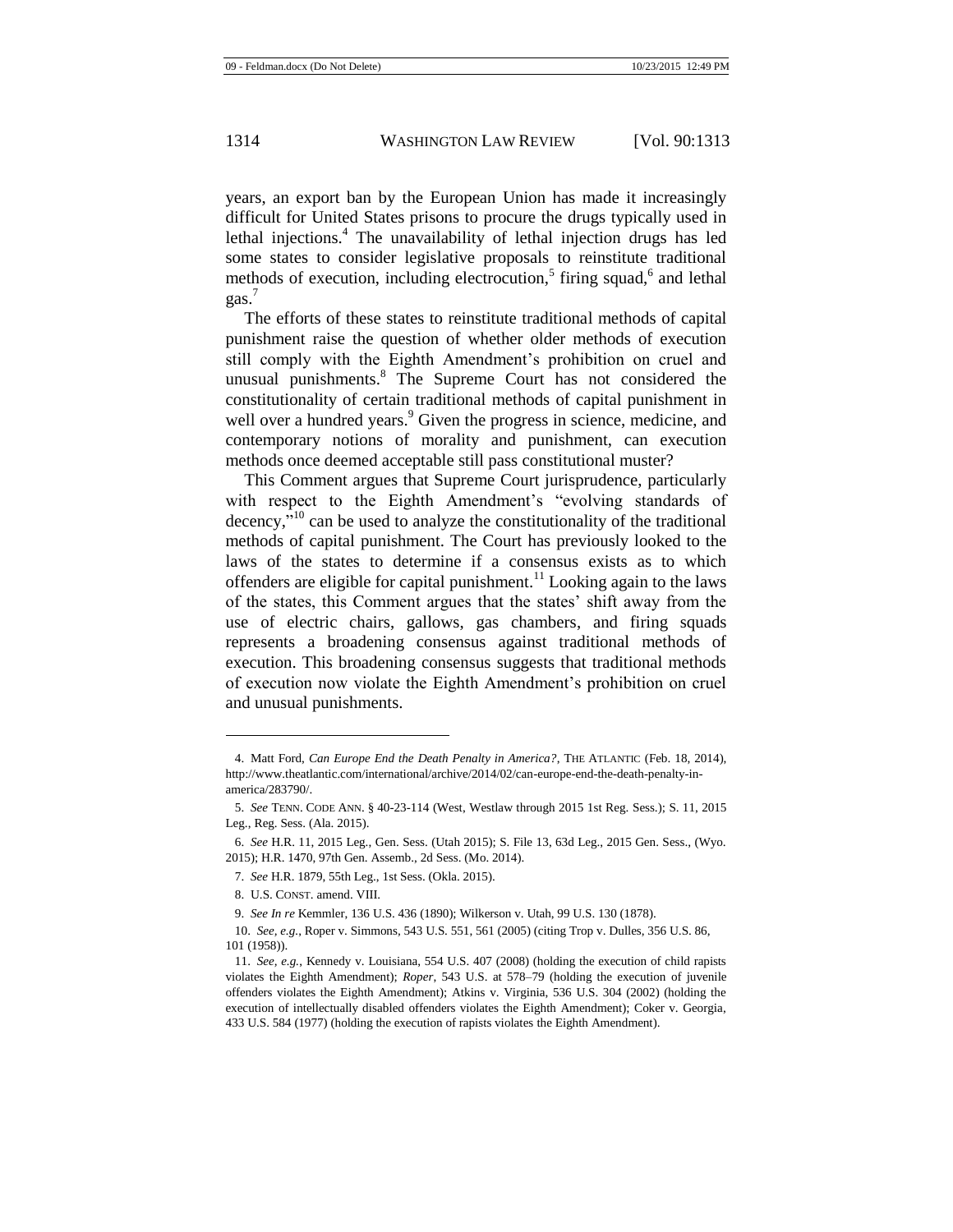years, an export ban by the European Union has made it increasingly difficult for United States prisons to procure the drugs typically used in lethal injections.[4] The unavailability of lethal injection drugs has led some states to consider legislative proposals to reinstitute traditional methods of execution, including electrocution,[5] firing squad,[6] and lethal gas.[7]

The efforts of these states to reinstitute traditional methods of capital punishment raise the question of whether older methods of execution still comply with the Eighth Amendment's prohibition on cruel and unusual punishments.[8] The Supreme Court has not considered the constitutionality of certain traditional methods of capital punishment in well over a hundred years.[9] Given the progress in science, medicine, and contemporary notions of morality and punishment, can execution methods once deemed acceptable still pass constitutional muster?

This Comment argues that Supreme Court jurisprudence, particularly with respect to the Eighth Amendment's "evolving standards of decency,"[10] can be used to analyze the constitutionality of the traditional methods of capital punishment. The Court has previously looked to the laws of the states to determine if a consensus exists as to which offenders are eligible for capital punishment.[11] Looking again to the laws of the states, this Comment argues that the states' shift away from the use of electric chairs, gallows, gas chambers, and firing squads represents a broadening consensus against traditional methods of execution. This broadening consensus suggests that traditional methods of execution now violate the Eighth Amendment's prohibition on cruel and unusual punishments.

---

4. Matt Ford, *Can Europe End the Death Penalty in America?*, THE ATLANTIC (Feb. 18, 2014), http://www.theatlantic.com/international/archive/2014/02/can-europe-end-the-death-penalty-in-america/283790/.

5. *See* TENN. CODE ANN. § 40-23-114 (West, Westlaw through 2015 1st Reg. Sess.); S. 11, 2015 Leg., Reg. Sess. (Ala. 2015).

6. *See* H.R. 11, 2015 Leg., Gen. Sess. (Utah 2015); S. File 13, 63d Leg., 2015 Gen. Sess., (Wyo. 2015); H.R. 1470, 97th Gen. Assemb., 2d Sess. (Mo. 2014).

7. *See* H.R. 1879, 55th Leg., 1st Sess. (Okla. 2015).

8. U.S. CONST. amend. VIII.

9. *See In re* Kemmler, 136 U.S. 436 (1890); Wilkerson v. Utah, 99 U.S. 130 (1878).

10. *See, e.g.*, Roper v. Simmons, 543 U.S. 551, 561 (2005) (citing Trop v. Dulles, 356 U.S. 86, 101 (1958)).

11. *See, e.g.*, Kennedy v. Louisiana, 554 U.S. 407 (2008) (holding the execution of child rapists violates the Eighth Amendment); *Roper*, 543 U.S. at 578–79 (holding the execution of juvenile offenders violates the Eighth Amendment); Atkins v. Virginia, 536 U.S. 304 (2002) (holding the execution of intellectually disabled offenders violates the Eighth Amendment); Coker v. Georgia, 433 U.S. 584 (1977) (holding the execution of rapists violates the Eighth Amendment).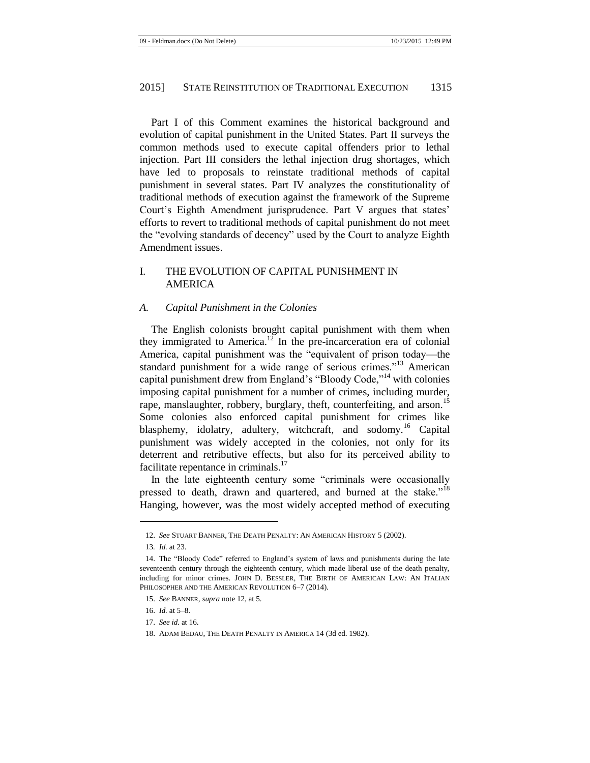Part I of this Comment examines the historical background and evolution of capital punishment in the United States. Part II surveys the common methods used to execute capital offenders prior to lethal injection. Part III considers the lethal injection drug shortages, which have led to proposals to reinstate traditional methods of capital punishment in several states. Part IV analyzes the constitutionality of traditional methods of execution against the framework of the Supreme Court's Eighth Amendment jurisprudence. Part V argues that states' efforts to revert to traditional methods of capital punishment do not meet the "evolving standards of decency" used by the Court to analyze Eighth Amendment issues.

## I. THE EVOLUTION OF CAPITAL PUNISHMENT IN AMERICA

### *A. Capital Punishment in the Colonies*

The English colonists brought capital punishment with them when they immigrated to America.[12] In the pre-incarceration era of colonial America, capital punishment was the "equivalent of prison today—the standard punishment for a wide range of serious crimes."[13] American capital punishment drew from England's "Bloody Code,"[14] with colonies imposing capital punishment for a number of crimes, including murder, rape, manslaughter, robbery, burglary, theft, counterfeiting, and arson.[15] Some colonies also enforced capital punishment for crimes like blasphemy, idolatry, adultery, witchcraft, and sodomy.[16] Capital punishment was widely accepted in the colonies, not only for its deterrent and retributive effects, but also for its perceived ability to facilitate repentance in criminals.[17]

In the late eighteenth century some "criminals were occasionally pressed to death, drawn and quartered, and burned at the stake."[18] Hanging, however, was the most widely accepted method of executing

---

12. *See* STUART BANNER, THE DEATH PENALTY: AN AMERICAN HISTORY 5 (2002).

13. *Id.* at 23.

14. The "Bloody Code" referred to England's system of laws and punishments during the late seventeenth century through the eighteenth century, which made liberal use of the death penalty, including for minor crimes. JOHN D. BESSLER, THE BIRTH OF AMERICAN LAW: AN ITALIAN PHILOSOPHER AND THE AMERICAN REVOLUTION 6–7 (2014).

15. *See* BANNER, *supra* note 12, at 5.

16. *Id.* at 5–8.

17. *See id.* at 16.

18. ADAM BEDAU, THE DEATH PENALTY IN AMERICA 14 (3d ed. 1982).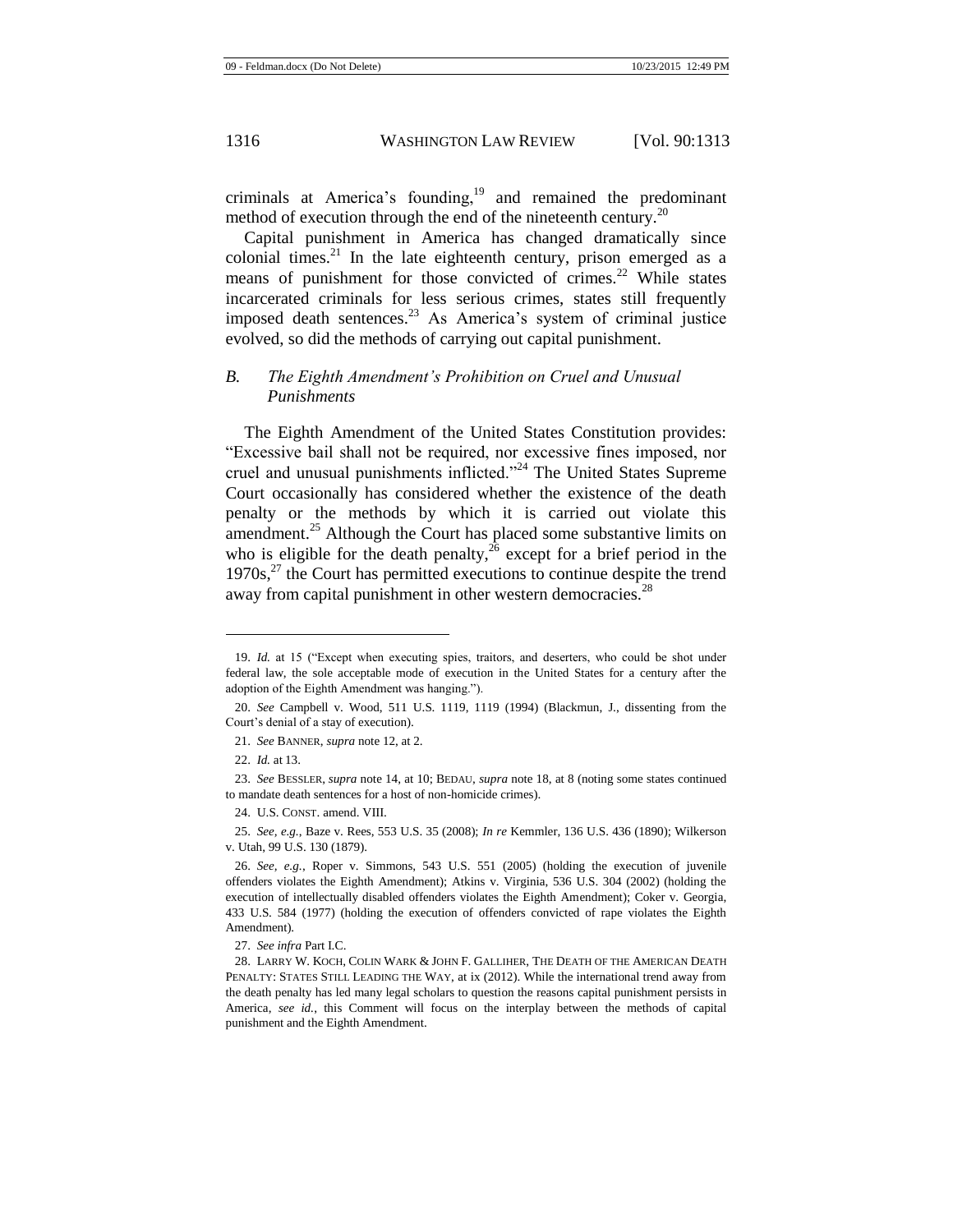criminals at America's founding,[19] and remained the predominant method of execution through the end of the nineteenth century.[20]

Capital punishment in America has changed dramatically since colonial times.[21] In the late eighteenth century, prison emerged as a means of punishment for those convicted of crimes.[22] While states incarcerated criminals for less serious crimes, states still frequently imposed death sentences.[23] As America's system of criminal justice evolved, so did the methods of carrying out capital punishment.

### *B. The Eighth Amendment's Prohibition on Cruel and Unusual Punishments*

The Eighth Amendment of the United States Constitution provides: "Excessive bail shall not be required, nor excessive fines imposed, nor cruel and unusual punishments inflicted."[24] The United States Supreme Court occasionally has considered whether the existence of the death penalty or the methods by which it is carried out violate this amendment.[25] Although the Court has placed some substantive limits on who is eligible for the death penalty,[26] except for a brief period in the 1970s,[27] the Court has permitted executions to continue despite the trend away from capital punishment in other western democracies.[28]

---

19. *Id.* at 15 ("Except when executing spies, traitors, and deserters, who could be shot under federal law, the sole acceptable mode of execution in the United States for a century after the adoption of the Eighth Amendment was hanging.").

20. *See* Campbell v. Wood, 511 U.S. 1119, 1119 (1994) (Blackmun, J., dissenting from the Court's denial of a stay of execution).

21. *See* BANNER, *supra* note 12, at 2.

22. *Id.* at 13.

23. *See* BESSLER, *supra* note 14, at 10; BEDAU, *supra* note 18, at 8 (noting some states continued to mandate death sentences for a host of non-homicide crimes).

24. U.S. CONST. amend. VIII.

25. *See, e.g.*, Baze v. Rees, 553 U.S. 35 (2008); *In re* Kemmler, 136 U.S. 436 (1890); Wilkerson v. Utah, 99 U.S. 130 (1879).

26. *See, e.g.*, Roper v. Simmons, 543 U.S. 551 (2005) (holding the execution of juvenile offenders violates the Eighth Amendment); Atkins v. Virginia, 536 U.S. 304 (2002) (holding the execution of intellectually disabled offenders violates the Eighth Amendment); Coker v. Georgia, 433 U.S. 584 (1977) (holding the execution of offenders convicted of rape violates the Eighth Amendment).

27. *See infra* Part I.C.

28. LARRY W. KOCH, COLIN WARK & JOHN F. GALLIHER, THE DEATH OF THE AMERICAN DEATH PENALTY: STATES STILL LEADING THE WAY, at ix (2012). While the international trend away from the death penalty has led many legal scholars to question the reasons capital punishment persists in America, *see id.*, this Comment will focus on the interplay between the methods of capital punishment and the Eighth Amendment.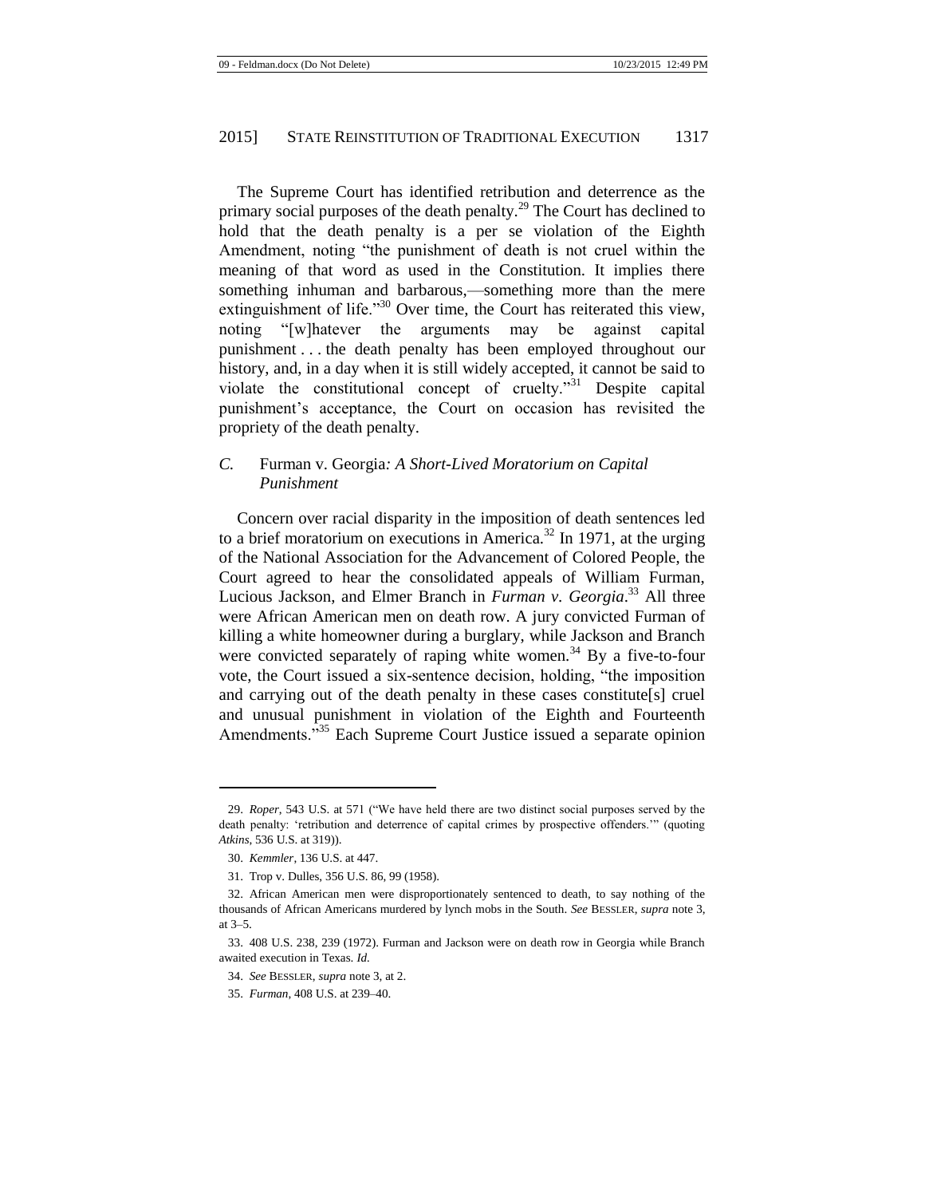The Supreme Court has identified retribution and deterrence as the primary social purposes of the death penalty.[29] The Court has declined to hold that the death penalty is a per se violation of the Eighth Amendment, noting "the punishment of death is not cruel within the meaning of that word as used in the Constitution. It implies there something inhuman and barbarous,—something more than the mere extinguishment of life."[30] Over time, the Court has reiterated this view, noting "[w]hatever the arguments may be against capital punishment . . . the death penalty has been employed throughout our history, and, in a day when it is still widely accepted, it cannot be said to violate the constitutional concept of cruelty."[31] Despite capital punishment's acceptance, the Court on occasion has revisited the propriety of the death penalty.

### *C.* Furman v. Georgia*: A Short-Lived Moratorium on Capital Punishment*

Concern over racial disparity in the imposition of death sentences led to a brief moratorium on executions in America.[32] In 1971, at the urging of the National Association for the Advancement of Colored People, the Court agreed to hear the consolidated appeals of William Furman, Lucious Jackson, and Elmer Branch in *Furman v. Georgia*.[33] All three were African American men on death row. A jury convicted Furman of killing a white homeowner during a burglary, while Jackson and Branch were convicted separately of raping white women.[34] By a five-to-four vote, the Court issued a six-sentence decision, holding, "the imposition and carrying out of the death penalty in these cases constitute[s] cruel and unusual punishment in violation of the Eighth and Fourteenth Amendments."[35] Each Supreme Court Justice issued a separate opinion

---

29. *Roper*, 543 U.S. at 571 ("We have held there are two distinct social purposes served by the death penalty: 'retribution and deterrence of capital crimes by prospective offenders.'" (quoting *Atkins*, 536 U.S. at 319)).

30. *Kemmler*, 136 U.S. at 447.

31. Trop v. Dulles, 356 U.S. 86, 99 (1958).

32. African American men were disproportionately sentenced to death, to say nothing of the thousands of African Americans murdered by lynch mobs in the South. *See* BESSLER, *supra* note 3, at 3–5.

33. 408 U.S. 238, 239 (1972). Furman and Jackson were on death row in Georgia while Branch awaited execution in Texas. *Id.*

34. *See* BESSLER, *supra* note 3, at 2.

35. *Furman*, 408 U.S. at 239–40.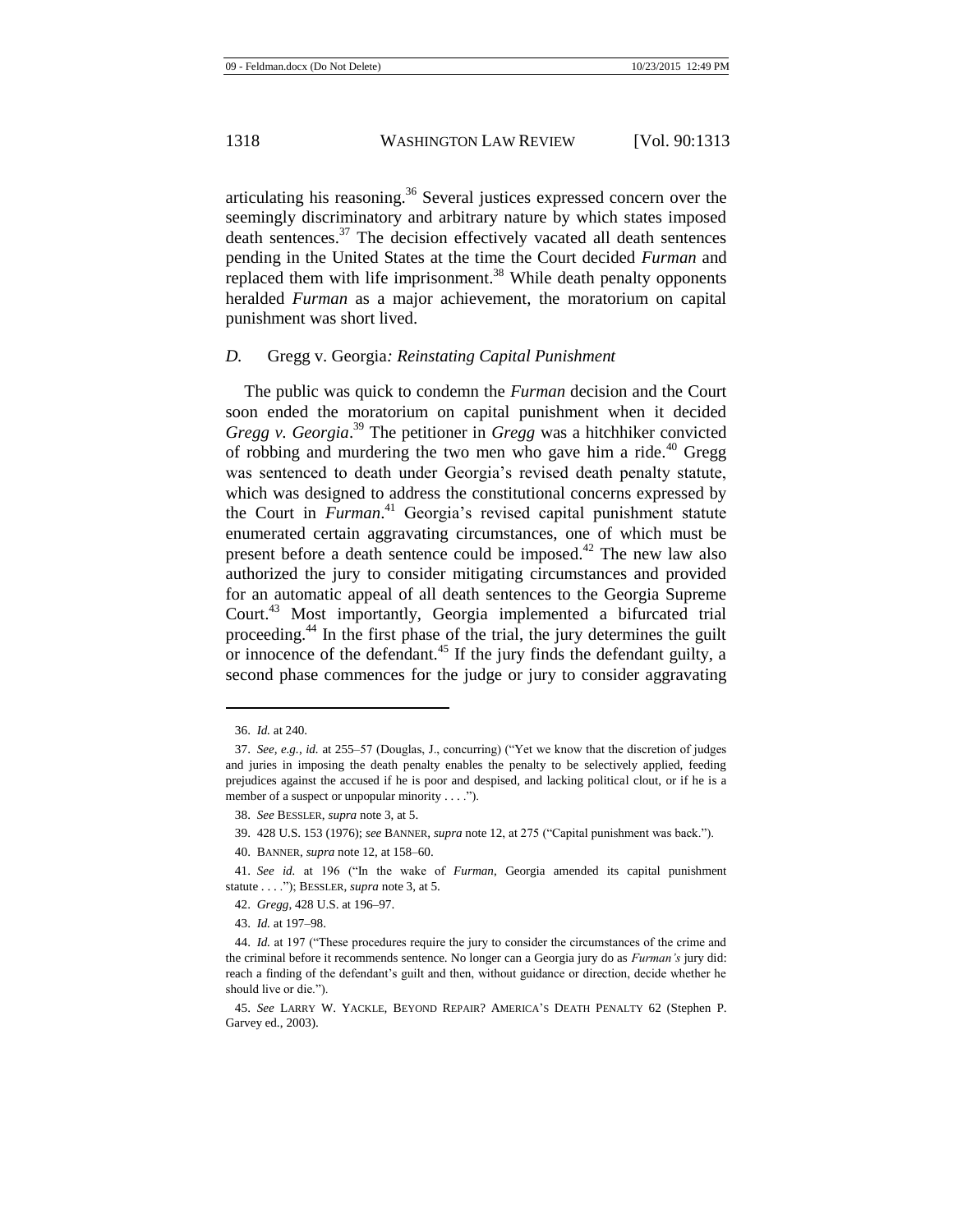articulating his reasoning.[36] Several justices expressed concern over the seemingly discriminatory and arbitrary nature by which states imposed death sentences.[37] The decision effectively vacated all death sentences pending in the United States at the time the Court decided *Furman* and replaced them with life imprisonment.[38] While death penalty opponents heralded *Furman* as a major achievement, the moratorium on capital punishment was short lived.

### *D.* Gregg v. Georgia*: Reinstating Capital Punishment*

The public was quick to condemn the *Furman* decision and the Court soon ended the moratorium on capital punishment when it decided *Gregg v. Georgia*.[39] The petitioner in *Gregg* was a hitchhiker convicted of robbing and murdering the two men who gave him a ride.[40] Gregg was sentenced to death under Georgia's revised death penalty statute, which was designed to address the constitutional concerns expressed by the Court in *Furman*.[41] Georgia's revised capital punishment statute enumerated certain aggravating circumstances, one of which must be present before a death sentence could be imposed.[42] The new law also authorized the jury to consider mitigating circumstances and provided for an automatic appeal of all death sentences to the Georgia Supreme Court.[43] Most importantly, Georgia implemented a bifurcated trial proceeding.[44] In the first phase of the trial, the jury determines the guilt or innocence of the defendant.[45] If the jury finds the defendant guilty, a second phase commences for the judge or jury to consider aggravating

---

36. *Id.* at 240.

37. *See, e.g.*, *id.* at 255–57 (Douglas, J., concurring) ("Yet we know that the discretion of judges and juries in imposing the death penalty enables the penalty to be selectively applied, feeding prejudices against the accused if he is poor and despised, and lacking political clout, or if he is a member of a suspect or unpopular minority . . . .").

38. *See* BESSLER, *supra* note 3, at 5.

39. 428 U.S. 153 (1976); *see* BANNER, *supra* note 12, at 275 ("Capital punishment was back.").

40. BANNER, *supra* note 12, at 158–60.

41. *See id.* at 196 ("In the wake of *Furman*, Georgia amended its capital punishment statute . . . ."); BESSLER, *supra* note 3, at 5.

42. *Gregg*, 428 U.S. at 196–97.

43. *Id.* at 197–98.

44. *Id.* at 197 ("These procedures require the jury to consider the circumstances of the crime and the criminal before it recommends sentence. No longer can a Georgia jury do as *Furman's* jury did: reach a finding of the defendant's guilt and then, without guidance or direction, decide whether he should live or die.").

45. *See* LARRY W. YACKLE, BEYOND REPAIR? AMERICA'S DEATH PENALTY 62 (Stephen P. Garvey ed., 2003).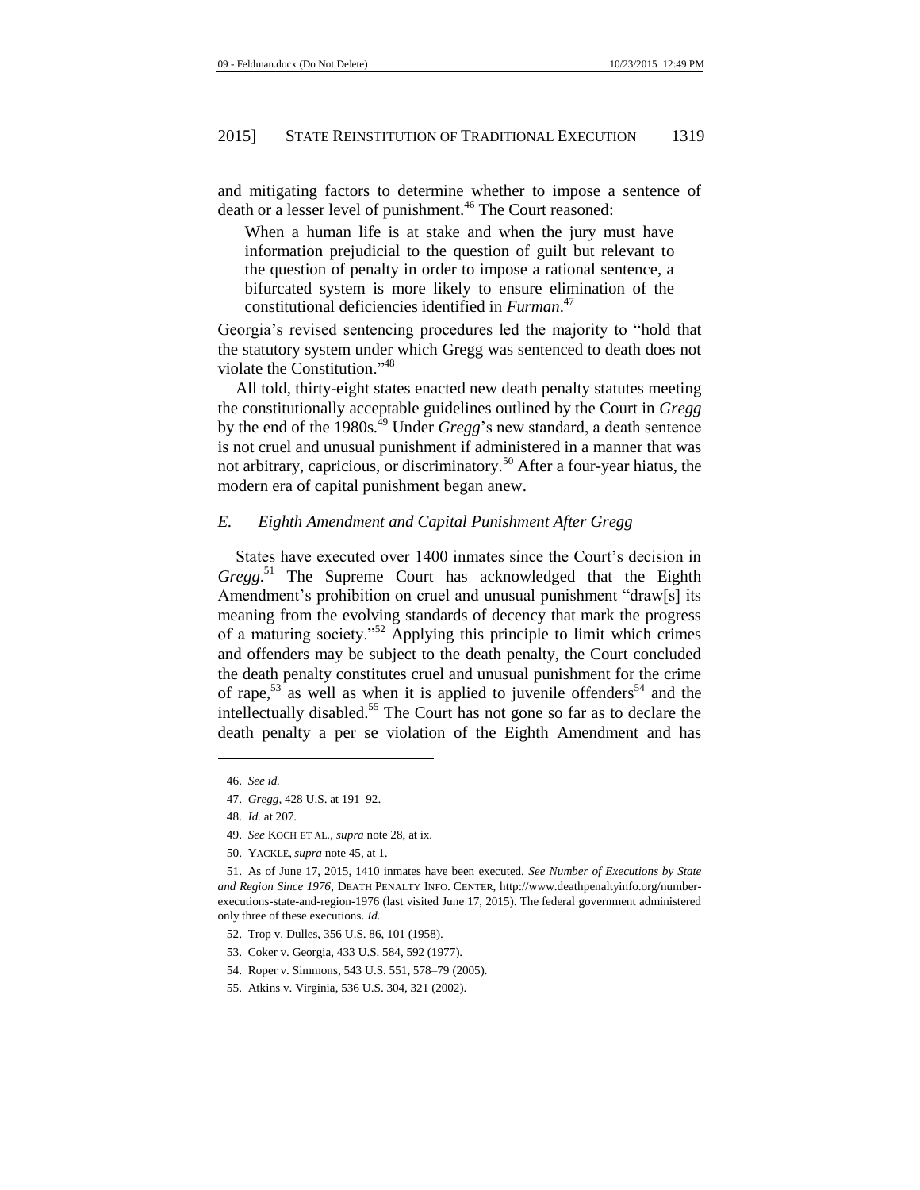and mitigating factors to determine whether to impose a sentence of death or a lesser level of punishment.[46] The Court reasoned:

> When a human life is at stake and when the jury must have information prejudicial to the question of guilt but relevant to the question of penalty in order to impose a rational sentence, a bifurcated system is more likely to ensure elimination of the constitutional deficiencies identified in *Furman*.[47]

Georgia's revised sentencing procedures led the majority to "hold that the statutory system under which Gregg was sentenced to death does not violate the Constitution."[48]

All told, thirty-eight states enacted new death penalty statutes meeting the constitutionally acceptable guidelines outlined by the Court in *Gregg* by the end of the 1980s.[49] Under *Gregg*'s new standard, a death sentence is not cruel and unusual punishment if administered in a manner that was not arbitrary, capricious, or discriminatory.[50] After a four-year hiatus, the modern era of capital punishment began anew.

### *E. Eighth Amendment and Capital Punishment After Gregg*

States have executed over 1400 inmates since the Court's decision in *Gregg*.[51] The Supreme Court has acknowledged that the Eighth Amendment's prohibition on cruel and unusual punishment "draw[s] its meaning from the evolving standards of decency that mark the progress of a maturing society."[52] Applying this principle to limit which crimes and offenders may be subject to the death penalty, the Court concluded the death penalty constitutes cruel and unusual punishment for the crime of rape,[53] as well as when it is applied to juvenile offenders[54] and the intellectually disabled.[55] The Court has not gone so far as to declare the death penalty a per se violation of the Eighth Amendment and has

---

46. *See id.*

47. *Gregg*, 428 U.S. at 191–92.

48. *Id.* at 207.

49. *See* KOCH ET AL., *supra* note 28, at ix.

50. YACKLE, *supra* note 45, at 1.

51. As of June 17, 2015, 1410 inmates have been executed. *See Number of Executions by State and Region Since 1976*, DEATH PENALTY INFO. CENTER, http://www.deathpenaltyinfo.org/number-executions-state-and-region-1976 (last visited June 17, 2015). The federal government administered only three of these executions. *Id.*

52. Trop v. Dulles, 356 U.S. 86, 101 (1958).

53. Coker v. Georgia, 433 U.S. 584, 592 (1977).

54. Roper v. Simmons, 543 U.S. 551, 578–79 (2005).

55. Atkins v. Virginia, 536 U.S. 304, 321 (2002).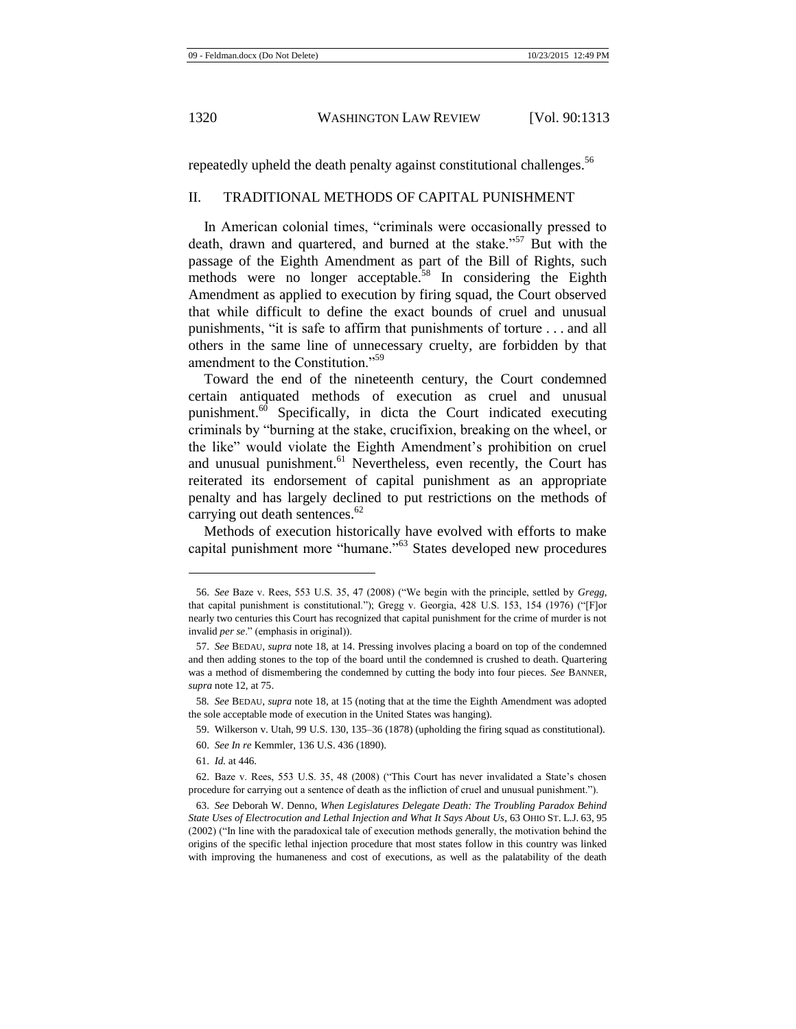repeatedly upheld the death penalty against constitutional challenges.[56]

## II. TRADITIONAL METHODS OF CAPITAL PUNISHMENT

In American colonial times, "criminals were occasionally pressed to death, drawn and quartered, and burned at the stake."[57] But with the passage of the Eighth Amendment as part of the Bill of Rights, such methods were no longer acceptable.[58] In considering the Eighth Amendment as applied to execution by firing squad, the Court observed that while difficult to define the exact bounds of cruel and unusual punishments, "it is safe to affirm that punishments of torture . . . and all others in the same line of unnecessary cruelty, are forbidden by that amendment to the Constitution."[59]

Toward the end of the nineteenth century, the Court condemned certain antiquated methods of execution as cruel and unusual punishment.[60] Specifically, in dicta the Court indicated executing criminals by "burning at the stake, crucifixion, breaking on the wheel, or the like" would violate the Eighth Amendment's prohibition on cruel and unusual punishment.[61] Nevertheless, even recently, the Court has reiterated its endorsement of capital punishment as an appropriate penalty and has largely declined to put restrictions on the methods of carrying out death sentences.[62]

Methods of execution historically have evolved with efforts to make capital punishment more "humane."[63] States developed new procedures

---

56. *See* Baze v. Rees, 553 U.S. 35, 47 (2008) ("We begin with the principle, settled by *Gregg*, that capital punishment is constitutional."); Gregg v. Georgia, 428 U.S. 153, 154 (1976) ("[F]or nearly two centuries this Court has recognized that capital punishment for the crime of murder is not invalid *per se*." (emphasis in original)).

57. *See* BEDAU, *supra* note 18, at 14. Pressing involves placing a board on top of the condemned and then adding stones to the top of the board until the condemned is crushed to death. Quartering was a method of dismembering the condemned by cutting the body into four pieces. *See* BANNER, *supra* note 12, at 75.

58. *See* BEDAU, *supra* note 18, at 15 (noting that at the time the Eighth Amendment was adopted the sole acceptable mode of execution in the United States was hanging).

59. Wilkerson v. Utah, 99 U.S. 130, 135–36 (1878) (upholding the firing squad as constitutional).

60. *See In re* Kemmler, 136 U.S. 436 (1890).

61. *Id.* at 446.

62. Baze v. Rees, 553 U.S. 35, 48 (2008) ("This Court has never invalidated a State's chosen procedure for carrying out a sentence of death as the infliction of cruel and unusual punishment.").

63. *See* Deborah W. Denno, *When Legislatures Delegate Death: The Troubling Paradox Behind State Uses of Electrocution and Lethal Injection and What It Says About Us*, 63 OHIO ST. L.J. 63, 95 (2002) ("In line with the paradoxical tale of execution methods generally, the motivation behind the origins of the specific lethal injection procedure that most states follow in this country was linked with improving the humaneness and cost of executions, as well as the palatability of the death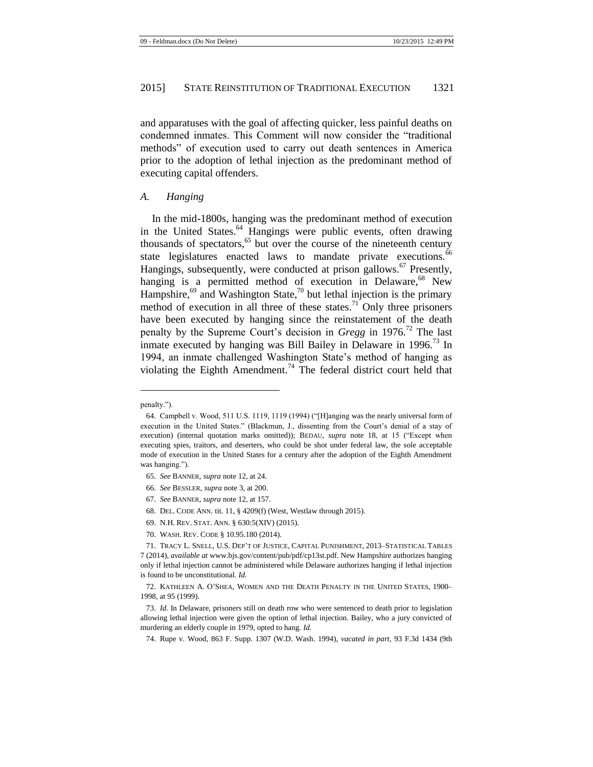and apparatuses with the goal of affecting quicker, less painful deaths on condemned inmates. This Comment will now consider the "traditional methods" of execution used to carry out death sentences in America prior to the adoption of lethal injection as the predominant method of executing capital offenders.

### *A. Hanging*

In the mid-1800s, hanging was the predominant method of execution in the United States.[64] Hangings were public events, often drawing thousands of spectators,[65] but over the course of the nineteenth century state legislatures enacted laws to mandate private executions.[66] Hangings, subsequently, were conducted at prison gallows.[67] Presently, hanging is a permitted method of execution in Delaware,[68] New Hampshire,[69] and Washington State,[70] but lethal injection is the primary method of execution in all three of these states.[71] Only three prisoners have been executed by hanging since the reinstatement of the death penalty by the Supreme Court's decision in *Gregg* in 1976.[72] The last inmate executed by hanging was Bill Bailey in Delaware in 1996.[73] In 1994, an inmate challenged Washington State's method of hanging as violating the Eighth Amendment.[74] The federal district court held that

---

penalty.").

64. Campbell v. Wood, 511 U.S. 1119, 1119 (1994) ("[H]anging was the nearly universal form of execution in the United States." (Blackmun, J., dissenting from the Court's denial of a stay of execution) (internal quotation marks omitted)); BEDAU, *supra* note 18, at 15 ("Except when executing spies, traitors, and deserters, who could be shot under federal law, the sole acceptable mode of execution in the United States for a century after the adoption of the Eighth Amendment was hanging.").

65. *See* BANNER, *supra* note 12, at 24.

66. *See* BESSLER, *supra* note 3, at 200.

67. *See* BANNER, *supra* note 12, at 157.

68. DEL. CODE ANN. tit. 11, § 4209(f) (West, Westlaw through 2015).

69. N.H. REV. STAT. ANN. § 630:5(XIV) (2015).

70. WASH. REV. CODE § 10.95.180 (2014).

71. TRACY L. SNELL, U.S. DEP'T OF JUSTICE, CAPITAL PUNISHMENT, 2013–STATISTICAL TABLES 7 (2014), *available at* www.bjs.gov/content/pub/pdf/cp13st.pdf. New Hampshire authorizes hanging only if lethal injection cannot be administered while Delaware authorizes hanging if lethal injection is found to be unconstitutional. *Id.*

72. KATHLEEN A. O'SHEA, WOMEN AND THE DEATH PENALTY IN THE UNITED STATES, 1900–1998, at 95 (1999).

73. *Id.* In Delaware, prisoners still on death row who were sentenced to death prior to legislation allowing lethal injection were given the option of lethal injection. Bailey, who a jury convicted of murdering an elderly couple in 1979, opted to hang. *Id.*

74. Rupe v. Wood, 863 F. Supp. 1307 (W.D. Wash. 1994), *vacated in part*, 93 F.3d 1434 (9th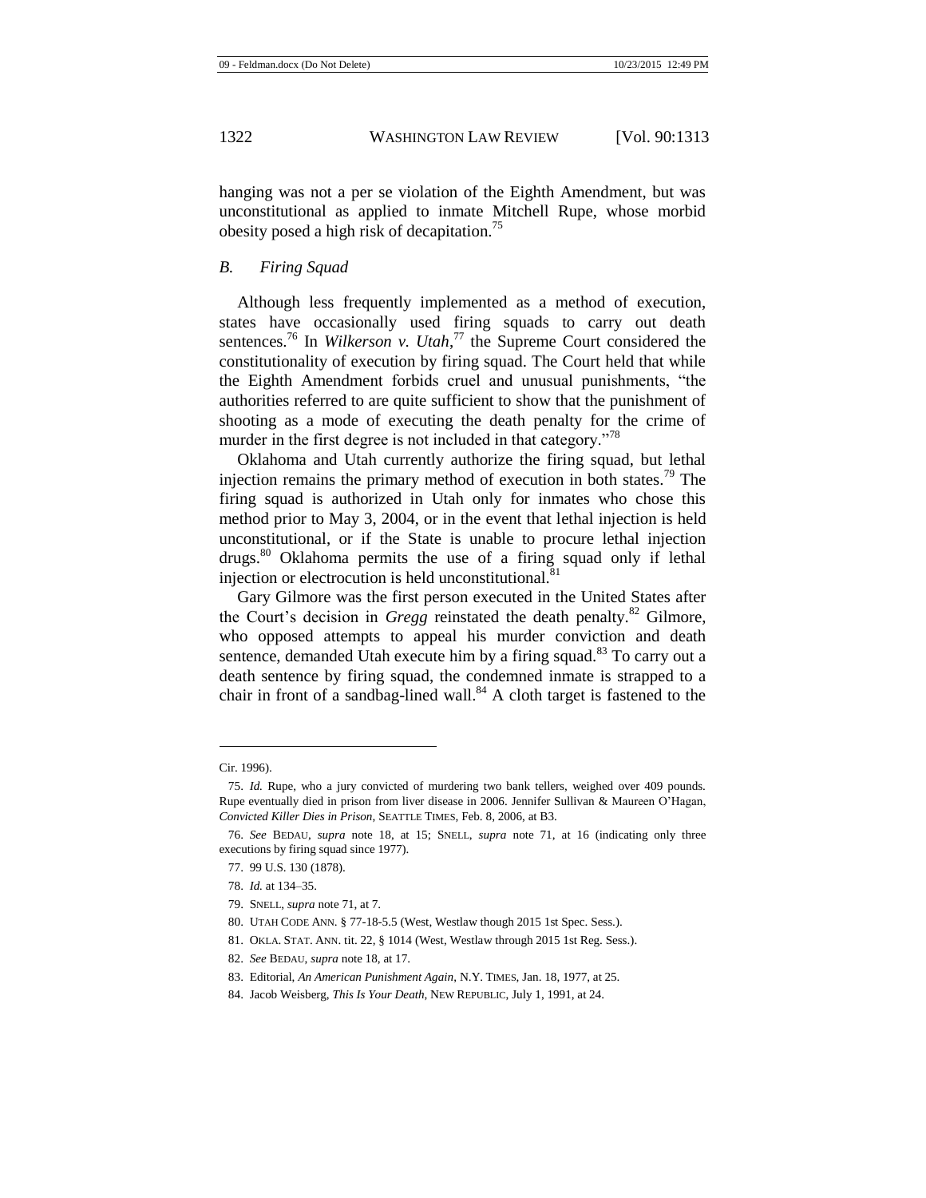hanging was not a per se violation of the Eighth Amendment, but was unconstitutional as applied to inmate Mitchell Rupe, whose morbid obesity posed a high risk of decapitation.[75]

### *B. Firing Squad*

Although less frequently implemented as a method of execution, states have occasionally used firing squads to carry out death sentences.[76] In *Wilkerson v. Utah*,[77] the Supreme Court considered the constitutionality of execution by firing squad. The Court held that while the Eighth Amendment forbids cruel and unusual punishments, "the authorities referred to are quite sufficient to show that the punishment of shooting as a mode of executing the death penalty for the crime of murder in the first degree is not included in that category."[78]

Oklahoma and Utah currently authorize the firing squad, but lethal injection remains the primary method of execution in both states.[79] The firing squad is authorized in Utah only for inmates who chose this method prior to May 3, 2004, or in the event that lethal injection is held unconstitutional, or if the State is unable to procure lethal injection drugs.[80] Oklahoma permits the use of a firing squad only if lethal injection or electrocution is held unconstitutional.[81]

Gary Gilmore was the first person executed in the United States after the Court's decision in *Gregg* reinstated the death penalty.[82] Gilmore, who opposed attempts to appeal his murder conviction and death sentence, demanded Utah execute him by a firing squad.[83] To carry out a death sentence by firing squad, the condemned inmate is strapped to a chair in front of a sandbag-lined wall.[84] A cloth target is fastened to the

---

Cir. 1996).

75. *Id.* Rupe, who a jury convicted of murdering two bank tellers, weighed over 409 pounds. Rupe eventually died in prison from liver disease in 2006. Jennifer Sullivan & Maureen O'Hagan, *Convicted Killer Dies in Prison*, SEATTLE TIMES, Feb. 8, 2006, at B3.

76. *See* BEDAU, *supra* note 18, at 15; SNELL, *supra* note 71, at 16 (indicating only three executions by firing squad since 1977).

77. 99 U.S. 130 (1878).

78. *Id.* at 134–35.

79. SNELL, *supra* note 71, at 7.

80. UTAH CODE ANN. § 77-18-5.5 (West, Westlaw though 2015 1st Spec. Sess.).

81. OKLA. STAT. ANN. tit. 22, § 1014 (West, Westlaw through 2015 1st Reg. Sess.).

82. *See* BEDAU, *supra* note 18, at 17.

83. Editorial, *An American Punishment Again*, N.Y. TIMES, Jan. 18, 1977, at 25.

84. Jacob Weisberg, *This Is Your Death*, NEW REPUBLIC, July 1, 1991, at 24.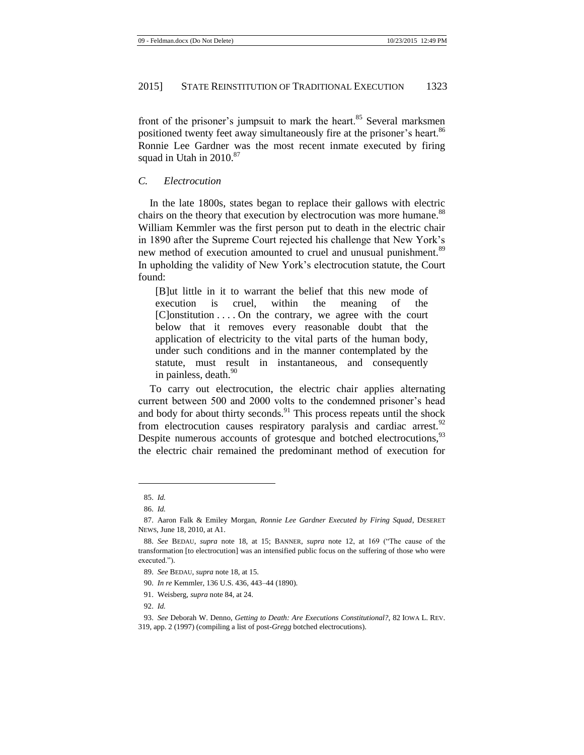front of the prisoner's jumpsuit to mark the heart.[85] Several marksmen positioned twenty feet away simultaneously fire at the prisoner's heart.[86] Ronnie Lee Gardner was the most recent inmate executed by firing squad in Utah in 2010.[87]

### *C. Electrocution*

In the late 1800s, states began to replace their gallows with electric chairs on the theory that execution by electrocution was more humane.[88] William Kemmler was the first person put to death in the electric chair in 1890 after the Supreme Court rejected his challenge that New York's new method of execution amounted to cruel and unusual punishment.[89] In upholding the validity of New York's electrocution statute, the Court found:

> [B]ut little in it to warrant the belief that this new mode of execution is cruel, within the meaning of the [C]onstitution . . . . On the contrary, we agree with the court below that it removes every reasonable doubt that the application of electricity to the vital parts of the human body, under such conditions and in the manner contemplated by the statute, must result in instantaneous, and consequently in painless, death.[90]

To carry out electrocution, the electric chair applies alternating current between 500 and 2000 volts to the condemned prisoner's head and body for about thirty seconds.[91] This process repeats until the shock from electrocution causes respiratory paralysis and cardiac arrest.[92] Despite numerous accounts of grotesque and botched electrocutions,[93] the electric chair remained the predominant method of execution for

---

85. *Id.*

86. *Id.*

87. Aaron Falk & Emiley Morgan, *Ronnie Lee Gardner Executed by Firing Squad*, DESERET NEWS, June 18, 2010, at A1.

88. *See* BEDAU, *supra* note 18, at 15; BANNER, *supra* note 12, at 169 ("The cause of the transformation [to electrocution] was an intensified public focus on the suffering of those who were executed.").

89. *See* BEDAU, *supra* note 18, at 15.

90. *In re* Kemmler, 136 U.S. 436, 443–44 (1890).

91. Weisberg, *supra* note 84, at 24.

92. *Id.*

93. *See* Deborah W. Denno, *Getting to Death: Are Executions Constitutional?*, 82 IOWA L. REV. 319, app. 2 (1997) (compiling a list of post-*Gregg* botched electrocutions).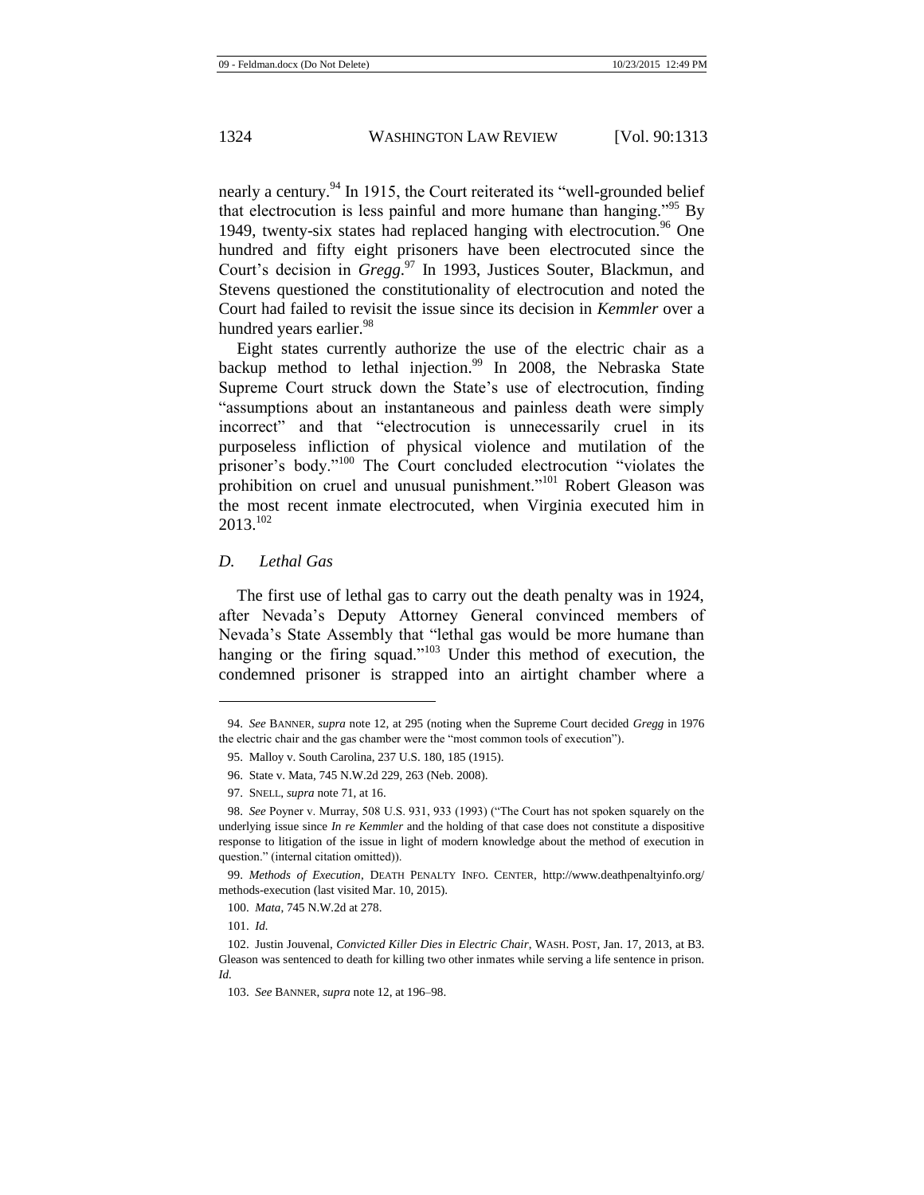nearly a century.[94] In 1915, the Court reiterated its "well-grounded belief that electrocution is less painful and more humane than hanging."[95] By 1949, twenty-six states had replaced hanging with electrocution.[96] One hundred and fifty eight prisoners have been electrocuted since the Court's decision in *Gregg*.[97] In 1993, Justices Souter, Blackmun, and Stevens questioned the constitutionality of electrocution and noted the Court had failed to revisit the issue since its decision in *Kemmler* over a hundred years earlier.[98]

Eight states currently authorize the use of the electric chair as a backup method to lethal injection.[99] In 2008, the Nebraska State Supreme Court struck down the State's use of electrocution, finding "assumptions about an instantaneous and painless death were simply incorrect" and that "electrocution is unnecessarily cruel in its purposeless infliction of physical violence and mutilation of the prisoner's body."[100] The Court concluded electrocution "violates the prohibition on cruel and unusual punishment."[101] Robert Gleason was the most recent inmate electrocuted, when Virginia executed him in 2013.[102]

### *D. Lethal Gas*

The first use of lethal gas to carry out the death penalty was in 1924, after Nevada's Deputy Attorney General convinced members of Nevada's State Assembly that "lethal gas would be more humane than hanging or the firing squad."[103] Under this method of execution, the condemned prisoner is strapped into an airtight chamber where a

---

94. *See* BANNER, *supra* note 12, at 295 (noting when the Supreme Court decided *Gregg* in 1976 the electric chair and the gas chamber were the "most common tools of execution").

95. Malloy v. South Carolina, 237 U.S. 180, 185 (1915).

96. State v. Mata, 745 N.W.2d 229, 263 (Neb. 2008).

97. SNELL, *supra* note 71, at 16.

98. *See* Poyner v. Murray, 508 U.S. 931, 933 (1993) ("The Court has not spoken squarely on the underlying issue since *In re Kemmler* and the holding of that case does not constitute a dispositive response to litigation of the issue in light of modern knowledge about the method of execution in question." (internal citation omitted)).

99. *Methods of Execution*, DEATH PENALTY INFO. CENTER, http://www.deathpenaltyinfo.org/methods-execution (last visited Mar. 10, 2015).

100. *Mata*, 745 N.W.2d at 278.

101. *Id.*

102. Justin Jouvenal, *Convicted Killer Dies in Electric Chair*, WASH. POST, Jan. 17, 2013, at B3. Gleason was sentenced to death for killing two other inmates while serving a life sentence in prison. *Id.*

103. *See* BANNER, *supra* note 12, at 196–98.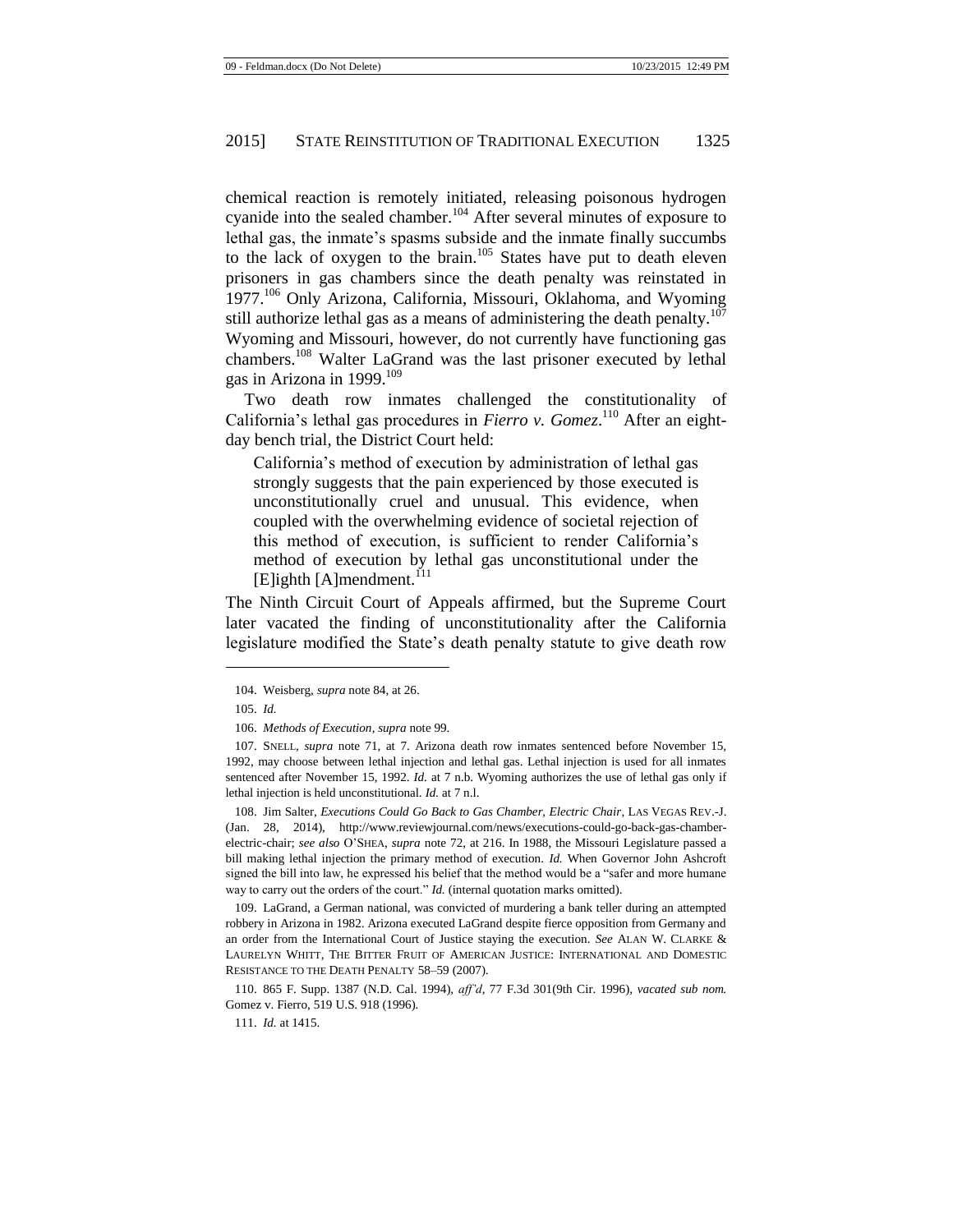chemical reaction is remotely initiated, releasing poisonous hydrogen cyanide into the sealed chamber.[104] After several minutes of exposure to lethal gas, the inmate's spasms subside and the inmate finally succumbs to the lack of oxygen to the brain.[105] States have put to death eleven prisoners in gas chambers since the death penalty was reinstated in 1977.[106] Only Arizona, California, Missouri, Oklahoma, and Wyoming still authorize lethal gas as a means of administering the death penalty.[107] Wyoming and Missouri, however, do not currently have functioning gas chambers.[108] Walter LaGrand was the last prisoner executed by lethal gas in Arizona in 1999.[109]

Two death row inmates challenged the constitutionality of California's lethal gas procedures in *Fierro v. Gomez*.[110] After an eight-day bench trial, the District Court held:

> California's method of execution by administration of lethal gas strongly suggests that the pain experienced by those executed is unconstitutionally cruel and unusual. This evidence, when coupled with the overwhelming evidence of societal rejection of this method of execution, is sufficient to render California's method of execution by lethal gas unconstitutional under the [E]ighth [A]mendment.[111]

The Ninth Circuit Court of Appeals affirmed, but the Supreme Court later vacated the finding of unconstitutionality after the California legislature modified the State's death penalty statute to give death row

---

104. Weisberg, *supra* note 84, at 26.

105. *Id.*

106. *Methods of Execution*, *supra* note 99.

107. SNELL, *supra* note 71, at 7. Arizona death row inmates sentenced before November 15, 1992, may choose between lethal injection and lethal gas. Lethal injection is used for all inmates sentenced after November 15, 1992. *Id.* at 7 n.b. Wyoming authorizes the use of lethal gas only if lethal injection is held unconstitutional. *Id.* at 7 n.l.

108. Jim Salter, *Executions Could Go Back to Gas Chamber, Electric Chair*, LAS VEGAS REV.-J. (Jan. 28, 2014), http://www.reviewjournal.com/news/executions-could-go-back-gas-chamber-electric-chair; *see also* O'SHEA, *supra* note 72, at 216. In 1988, the Missouri Legislature passed a bill making lethal injection the primary method of execution. *Id.* When Governor John Ashcroft signed the bill into law, he expressed his belief that the method would be a "safer and more humane way to carry out the orders of the court." *Id.* (internal quotation marks omitted).

109. LaGrand, a German national, was convicted of murdering a bank teller during an attempted robbery in Arizona in 1982. Arizona executed LaGrand despite fierce opposition from Germany and an order from the International Court of Justice staying the execution. *See* ALAN W. CLARKE & LAURELYN WHITT, THE BITTER FRUIT OF AMERICAN JUSTICE: INTERNATIONAL AND DOMESTIC RESISTANCE TO THE DEATH PENALTY 58–59 (2007).

110. 865 F. Supp. 1387 (N.D. Cal. 1994), *aff'd*, 77 F.3d 301(9th Cir. 1996), *vacated sub nom.* Gomez v. Fierro, 519 U.S. 918 (1996).

111. *Id.* at 1415.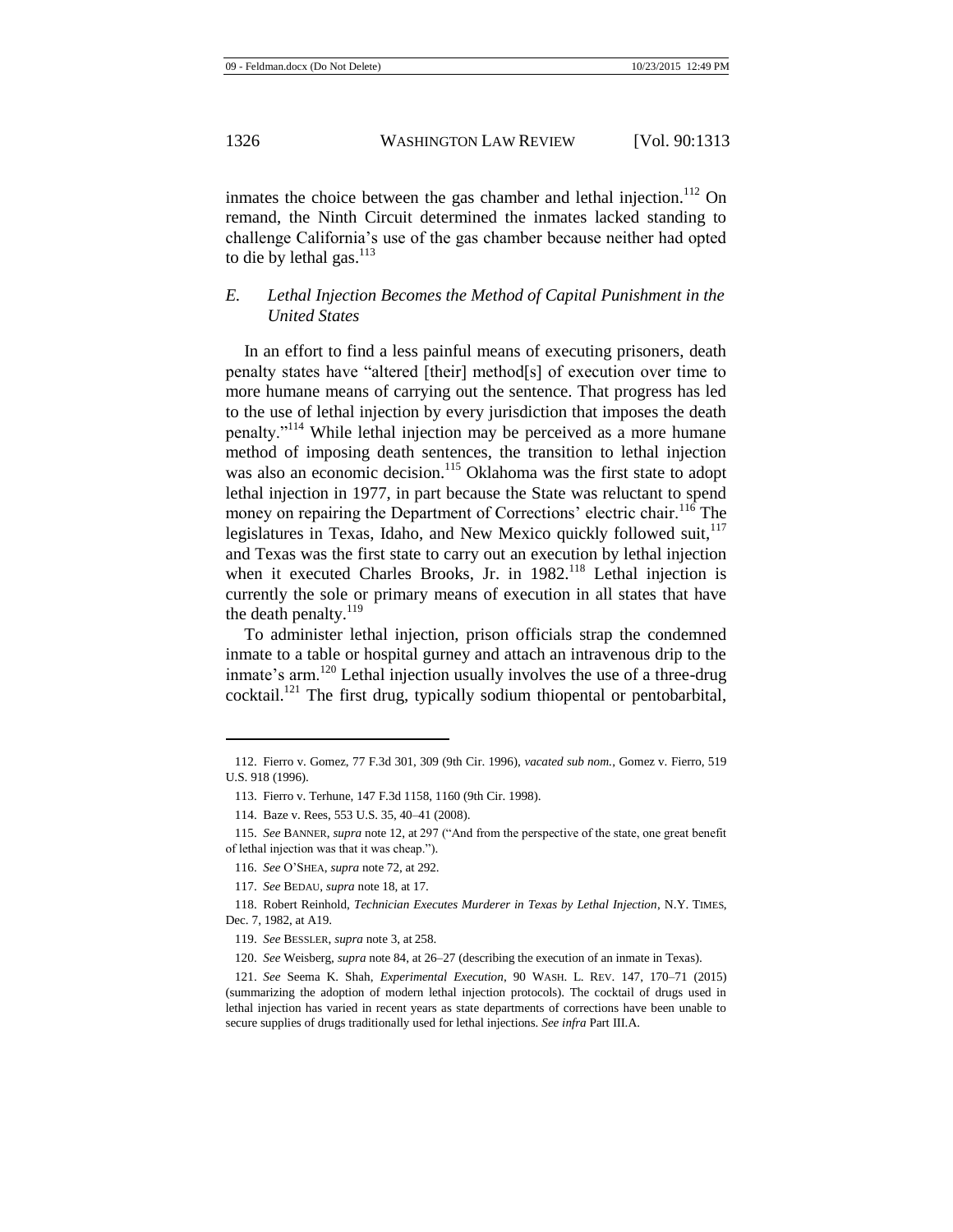inmates the choice between the gas chamber and lethal injection.[112] On remand, the Ninth Circuit determined the inmates lacked standing to challenge California's use of the gas chamber because neither had opted to die by lethal gas.[113]

### *E. Lethal Injection Becomes the Method of Capital Punishment in the United States*

In an effort to find a less painful means of executing prisoners, death penalty states have "altered [their] method[s] of execution over time to more humane means of carrying out the sentence. That progress has led to the use of lethal injection by every jurisdiction that imposes the death penalty."[114] While lethal injection may be perceived as a more humane method of imposing death sentences, the transition to lethal injection was also an economic decision.[115] Oklahoma was the first state to adopt lethal injection in 1977, in part because the State was reluctant to spend money on repairing the Department of Corrections' electric chair.[116] The legislatures in Texas, Idaho, and New Mexico quickly followed suit,[117] and Texas was the first state to carry out an execution by lethal injection when it executed Charles Brooks, Jr. in 1982.[118] Lethal injection is currently the sole or primary means of execution in all states that have the death penalty.[119]

To administer lethal injection, prison officials strap the condemned inmate to a table or hospital gurney and attach an intravenous drip to the inmate's arm.[120] Lethal injection usually involves the use of a three-drug cocktail.[121] The first drug, typically sodium thiopental or pentobarbital,

---

112. Fierro v. Gomez, 77 F.3d 301, 309 (9th Cir. 1996), *vacated sub nom.*, Gomez v. Fierro, 519 U.S. 918 (1996).

113. Fierro v. Terhune, 147 F.3d 1158, 1160 (9th Cir. 1998).

114. Baze v. Rees, 553 U.S. 35, 40–41 (2008).

115. *See* BANNER, *supra* note 12, at 297 ("And from the perspective of the state, one great benefit of lethal injection was that it was cheap.").

116. *See* O'SHEA, *supra* note 72, at 292.

117. *See* BEDAU, *supra* note 18, at 17.

118. Robert Reinhold, *Technician Executes Murderer in Texas by Lethal Injection*, N.Y. TIMES, Dec. 7, 1982, at A19.

119. *See* BESSLER, *supra* note 3, at 258.

120. *See* Weisberg, *supra* note 84, at 26–27 (describing the execution of an inmate in Texas).

121. *See* Seema K. Shah, *Experimental Execution*, 90 WASH. L. REV. 147, 170–71 (2015) (summarizing the adoption of modern lethal injection protocols). The cocktail of drugs used in lethal injection has varied in recent years as state departments of corrections have been unable to secure supplies of drugs traditionally used for lethal injections. *See infra* Part III.A.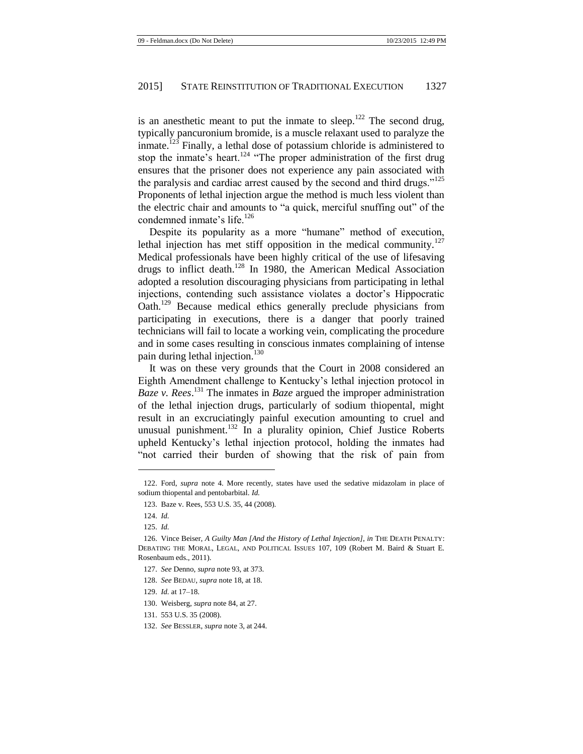is an anesthetic meant to put the inmate to sleep.[122] The second drug, typically pancuronium bromide, is a muscle relaxant used to paralyze the inmate.[123] Finally, a lethal dose of potassium chloride is administered to stop the inmate's heart.[124] "The proper administration of the first drug ensures that the prisoner does not experience any pain associated with the paralysis and cardiac arrest caused by the second and third drugs."[125] Proponents of lethal injection argue the method is much less violent than the electric chair and amounts to "a quick, merciful snuffing out" of the condemned inmate's life.[126]

Despite its popularity as a more "humane" method of execution, lethal injection has met stiff opposition in the medical community.[127] Medical professionals have been highly critical of the use of lifesaving drugs to inflict death.[128] In 1980, the American Medical Association adopted a resolution discouraging physicians from participating in lethal injections, contending such assistance violates a doctor's Hippocratic Oath.[129] Because medical ethics generally preclude physicians from participating in executions, there is a danger that poorly trained technicians will fail to locate a working vein, complicating the procedure and in some cases resulting in conscious inmates complaining of intense pain during lethal injection.[130]

It was on these very grounds that the Court in 2008 considered an Eighth Amendment challenge to Kentucky's lethal injection protocol in *Baze v. Rees*.[131] The inmates in *Baze* argued the improper administration of the lethal injection drugs, particularly of sodium thiopental, might result in an excruciatingly painful execution amounting to cruel and unusual punishment.[132] In a plurality opinion, Chief Justice Roberts upheld Kentucky's lethal injection protocol, holding the inmates had "not carried their burden of showing that the risk of pain from

---

122. Ford, *supra* note 4. More recently, states have used the sedative midazolam in place of sodium thiopental and pentobarbital. *Id.*

123. Baze v. Rees, 553 U.S. 35, 44 (2008).

124. *Id.*

125. *Id.*

126. Vince Beiser, *A Guilty Man [And the History of Lethal Injection]*, *in* THE DEATH PENALTY: DEBATING THE MORAL, LEGAL, AND POLITICAL ISSUES 107, 109 (Robert M. Baird & Stuart E. Rosenbaum eds., 2011).

127. *See* Denno, *supra* note 93, at 373.

128. *See* BEDAU, *supra* note 18, at 18.

129. *Id.* at 17–18.

130. Weisberg, *supra* note 84, at 27.

131. 553 U.S. 35 (2008).

132. *See* BESSLER, *supra* note 3, at 244.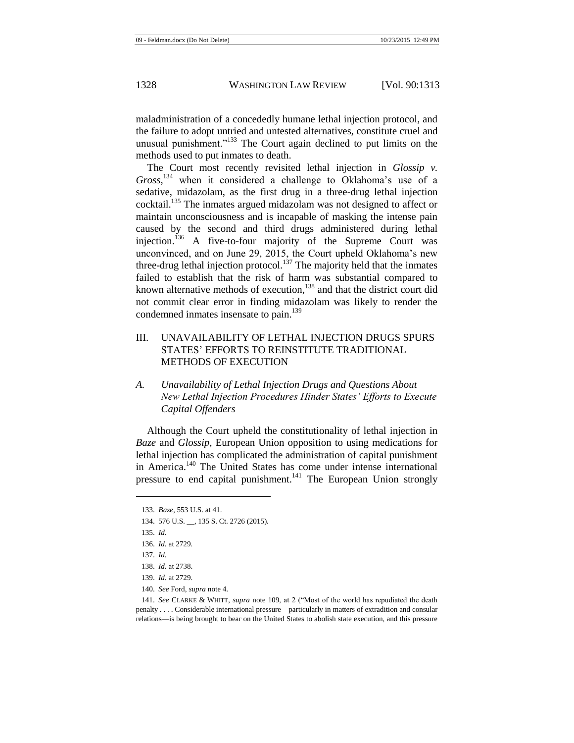maladministration of a concededly humane lethal injection protocol, and the failure to adopt untried and untested alternatives, constitute cruel and unusual punishment."[133] The Court again declined to put limits on the methods used to put inmates to death.

The Court most recently revisited lethal injection in *Glossip v. Gross*,[134] when it considered a challenge to Oklahoma's use of a sedative, midazolam, as the first drug in a three-drug lethal injection cocktail.[135] The inmates argued midazolam was not designed to affect or maintain unconsciousness and is incapable of masking the intense pain caused by the second and third drugs administered during lethal injection.[136] A five-to-four majority of the Supreme Court was unconvinced, and on June 29, 2015, the Court upheld Oklahoma's new three-drug lethal injection protocol.[137] The majority held that the inmates failed to establish that the risk of harm was substantial compared to known alternative methods of execution,[138] and that the district court did not commit clear error in finding midazolam was likely to render the condemned inmates insensate to pain.[139]

## III. UNAVAILABILITY OF LETHAL INJECTION DRUGS SPURS STATES' EFFORTS TO REINSTITUTE TRADITIONAL METHODS OF EXECUTION

### A. *Unavailability of Lethal Injection Drugs and Questions About New Lethal Injection Procedures Hinder States' Efforts to Execute Capital Offenders*

Although the Court upheld the constitutionality of lethal injection in *Baze* and *Glossip*, European Union opposition to using medications for lethal injection has complicated the administration of capital punishment in America.[140] The United States has come under intense international pressure to end capital punishment.[141] The European Union strongly

---

133. *Baze*, 553 U.S. at 41.

134. 576 U.S. __, 135 S. Ct. 2726 (2015).

135. *Id.*

136. *Id.* at 2729.

137. *Id.*

138. *Id.* at 2738.

139. *Id.* at 2729.

140. *See* Ford, *supra* note 4.

141. *See* CLARKE & WHITT, *supra* note 109, at 2 ("Most of the world has repudiated the death penalty . . . . Considerable international pressure—particularly in matters of extradition and consular relations—is being brought to bear on the United States to abolish state execution, and this pressure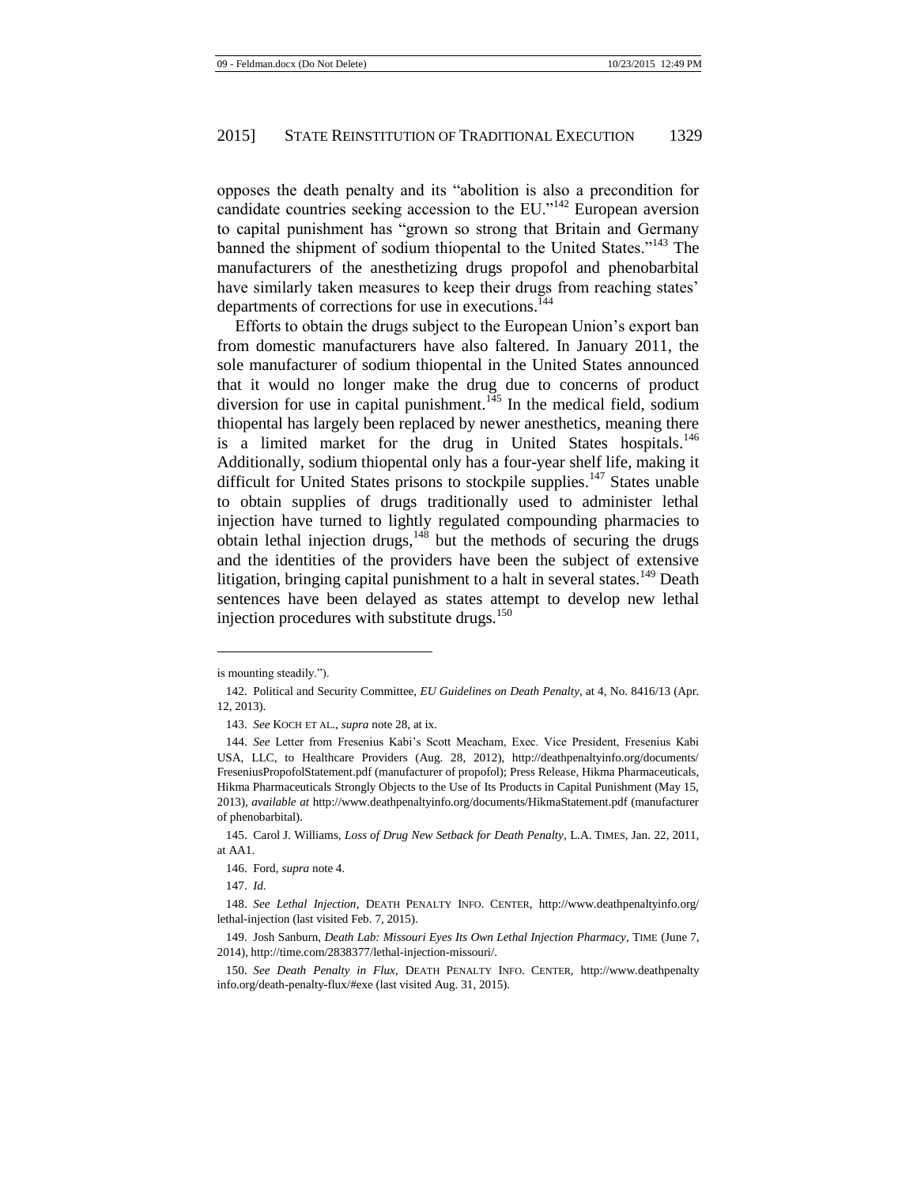opposes the death penalty and its "abolition is also a precondition for candidate countries seeking accession to the EU."[142] European aversion to capital punishment has "grown so strong that Britain and Germany banned the shipment of sodium thiopental to the United States."[143] The manufacturers of the anesthetizing drugs propofol and phenobarbital have similarly taken measures to keep their drugs from reaching states' departments of corrections for use in executions.[144]

Efforts to obtain the drugs subject to the European Union's export ban from domestic manufacturers have also faltered. In January 2011, the sole manufacturer of sodium thiopental in the United States announced that it would no longer make the drug due to concerns of product diversion for use in capital punishment.[145] In the medical field, sodium thiopental has largely been replaced by newer anesthetics, meaning there is a limited market for the drug in United States hospitals.[146] Additionally, sodium thiopental only has a four-year shelf life, making it difficult for United States prisons to stockpile supplies.[147] States unable to obtain supplies of drugs traditionally used to administer lethal injection have turned to lightly regulated compounding pharmacies to obtain lethal injection drugs,[148] but the methods of securing the drugs and the identities of the providers have been the subject of extensive litigation, bringing capital punishment to a halt in several states.[149] Death sentences have been delayed as states attempt to develop new lethal injection procedures with substitute drugs.[150]

---

is mounting steadily.").

142. Political and Security Committee, *EU Guidelines on Death Penalty*, at 4, No. 8416/13 (Apr. 12, 2013).

143. *See* KOCH ET AL., *supra* note 28, at ix.

144. *See* Letter from Fresenius Kabi's Scott Meacham, Exec. Vice President, Fresenius Kabi USA, LLC, to Healthcare Providers (Aug. 28, 2012), http://deathpenaltyinfo.org/documents/FreseniusPropofolStatement.pdf (manufacturer of propofol); Press Release, Hikma Pharmaceuticals, Hikma Pharmaceuticals Strongly Objects to the Use of Its Products in Capital Punishment (May 15, 2013), *available at* http://www.deathpenaltyinfo.org/documents/HikmaStatement.pdf (manufacturer of phenobarbital).

145. Carol J. Williams, *Loss of Drug New Setback for Death Penalty*, L.A. TIMES, Jan. 22, 2011, at AA1.

146. Ford, *supra* note 4.

147. *Id.*

148. *See Lethal Injection*, DEATH PENALTY INFO. CENTER, http://www.deathpenaltyinfo.org/lethal-injection (last visited Feb. 7, 2015).

149. Josh Sanburn, *Death Lab: Missouri Eyes Its Own Lethal Injection Pharmacy*, TIME (June 7, 2014), http://time.com/2838377/lethal-injection-missouri/.

150. *See Death Penalty in Flux*, DEATH PENALTY INFO. CENTER, http://www.deathpenaltyinfo.org/death-penalty-flux/#exe (last visited Aug. 31, 2015).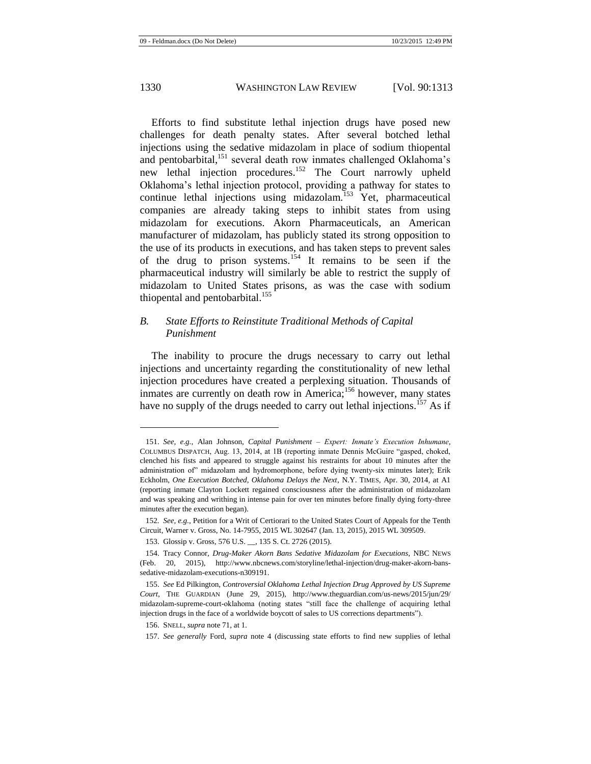Efforts to find substitute lethal injection drugs have posed new challenges for death penalty states. After several botched lethal injections using the sedative midazolam in place of sodium thiopental and pentobarbital,[151] several death row inmates challenged Oklahoma's new lethal injection procedures.[152] The Court narrowly upheld Oklahoma's lethal injection protocol, providing a pathway for states to continue lethal injections using midazolam.[153] Yet, pharmaceutical companies are already taking steps to inhibit states from using midazolam for executions. Akorn Pharmaceuticals, an American manufacturer of midazolam, has publicly stated its strong opposition to the use of its products in executions, and has taken steps to prevent sales of the drug to prison systems.[154] It remains to be seen if the pharmaceutical industry will similarly be able to restrict the supply of midazolam to United States prisons, as was the case with sodium thiopental and pentobarbital.[155]

### *B. State Efforts to Reinstitute Traditional Methods of Capital Punishment*

The inability to procure the drugs necessary to carry out lethal injections and uncertainty regarding the constitutionality of new lethal injection procedures have created a perplexing situation. Thousands of inmates are currently on death row in America;[156] however, many states have no supply of the drugs needed to carry out lethal injections.[157] As if

---

151. *See, e.g.*, Alan Johnson, *Capital Punishment – Expert: Inmate's Execution Inhumane*, COLUMBUS DISPATCH, Aug. 13, 2014, at 1B (reporting inmate Dennis McGuire "gasped, choked, clenched his fists and appeared to struggle against his restraints for about 10 minutes after the administration of" midazolam and hydromorphone, before dying twenty-six minutes later); Erik Eckholm, *One Execution Botched, Oklahoma Delays the Next*, N.Y. TIMES, Apr. 30, 2014, at A1 (reporting inmate Clayton Lockett regained consciousness after the administration of midazolam and was speaking and writhing in intense pain for over ten minutes before finally dying forty-three minutes after the execution began).

152. *See, e.g.*, Petition for a Writ of Certiorari to the United States Court of Appeals for the Tenth Circuit, Warner v. Gross, No. 14-7955, 2015 WL 302647 (Jan. 13, 2015), 2015 WL 309509.

153. Glossip v. Gross, 576 U.S. __, 135 S. Ct. 2726 (2015).

154. Tracy Connor, *Drug-Maker Akorn Bans Sedative Midazolam for Executions*, NBC NEWS (Feb. 20, 2015), http://www.nbcnews.com/storyline/lethal-injection/drug-maker-akorn-bans-sedative-midazolam-executions-n309191.

155. *See* Ed Pilkington, *Controversial Oklahoma Lethal Injection Drug Approved by US Supreme Court*, THE GUARDIAN (June 29, 2015), http://www.theguardian.com/us-news/2015/jun/29/midazolam-supreme-court-oklahoma (noting states "still face the challenge of acquiring lethal injection drugs in the face of a worldwide boycott of sales to US corrections departments").

156. SNELL, *supra* note 71, at 1.

157. *See generally* Ford, *supra* note 4 (discussing state efforts to find new supplies of lethal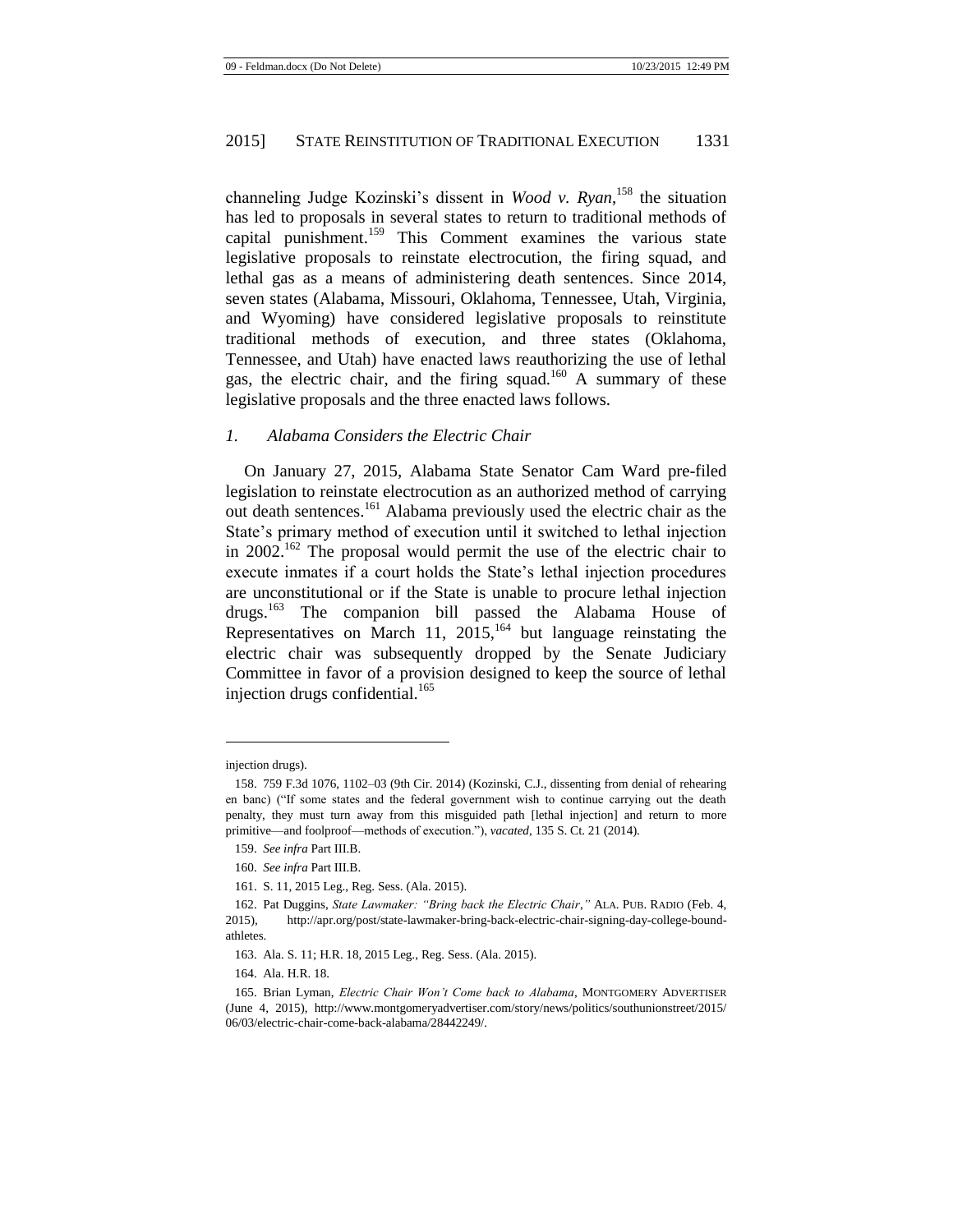channeling Judge Kozinski's dissent in *Wood v. Ryan*,[158] the situation has led to proposals in several states to return to traditional methods of capital punishment.[159] This Comment examines the various state legislative proposals to reinstate electrocution, the firing squad, and lethal gas as a means of administering death sentences. Since 2014, seven states (Alabama, Missouri, Oklahoma, Tennessee, Utah, Virginia, and Wyoming) have considered legislative proposals to reinstitute traditional methods of execution, and three states (Oklahoma, Tennessee, and Utah) have enacted laws reauthorizing the use of lethal gas, the electric chair, and the firing squad.[160] A summary of these legislative proposals and the three enacted laws follows.

### *1. Alabama Considers the Electric Chair*

On January 27, 2015, Alabama State Senator Cam Ward pre-filed legislation to reinstate electrocution as an authorized method of carrying out death sentences.[161] Alabama previously used the electric chair as the State's primary method of execution until it switched to lethal injection in 2002.[162] The proposal would permit the use of the electric chair to execute inmates if a court holds the State's lethal injection procedures are unconstitutional or if the State is unable to procure lethal injection drugs.[163] The companion bill passed the Alabama House of Representatives on March 11, 2015,[164] but language reinstating the electric chair was subsequently dropped by the Senate Judiciary Committee in favor of a provision designed to keep the source of lethal injection drugs confidential.[165]

---

injection drugs).

158. 759 F.3d 1076, 1102–03 (9th Cir. 2014) (Kozinski, C.J., dissenting from denial of rehearing en banc) ("If some states and the federal government wish to continue carrying out the death penalty, they must turn away from this misguided path [lethal injection] and return to more primitive—and foolproof—methods of execution."), *vacated*, 135 S. Ct. 21 (2014).

159. *See infra* Part III.B.

160. *See infra* Part III.B.

161. S. 11, 2015 Leg., Reg. Sess. (Ala. 2015).

162. Pat Duggins, *State Lawmaker: "Bring back the Electric Chair*,*"* ALA. PUB. RADIO (Feb. 4, 2015), http://apr.org/post/state-lawmaker-bring-back-electric-chair-signing-day-college-bound-athletes.

163. Ala. S. 11; H.R. 18, 2015 Leg., Reg. Sess. (Ala. 2015).

164. Ala. H.R. 18.

165. Brian Lyman, *Electric Chair Won't Come back to Alabama*, MONTGOMERY ADVERTISER (June 4, 2015), http://www.montgomeryadvertiser.com/story/news/politics/southunionstreet/2015/06/03/electric-chair-come-back-alabama/28442249/.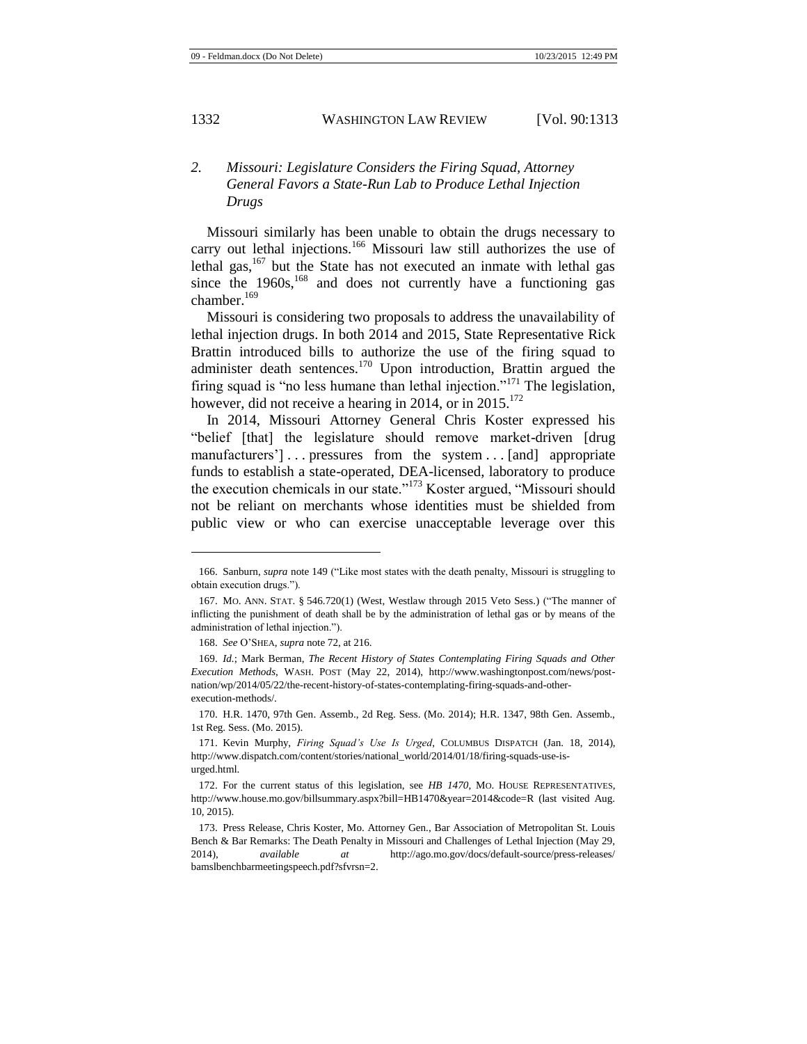### 2. *Missouri: Legislature Considers the Firing Squad, Attorney General Favors a State-Run Lab to Produce Lethal Injection Drugs*

Missouri similarly has been unable to obtain the drugs necessary to carry out lethal injections.[166] Missouri law still authorizes the use of lethal gas,[167] but the State has not executed an inmate with lethal gas since the 1960s,[168] and does not currently have a functioning gas chamber.[169]

Missouri is considering two proposals to address the unavailability of lethal injection drugs. In both 2014 and 2015, State Representative Rick Brattin introduced bills to authorize the use of the firing squad to administer death sentences.[170] Upon introduction, Brattin argued the firing squad is "no less humane than lethal injection."[171] The legislation, however, did not receive a hearing in 2014, or in 2015.[172]

In 2014, Missouri Attorney General Chris Koster expressed his "belief [that] the legislature should remove market-driven [drug manufacturers'] . . . pressures from the system . . . [and] appropriate funds to establish a state-operated, DEA-licensed, laboratory to produce the execution chemicals in our state."[173] Koster argued, "Missouri should not be reliant on merchants whose identities must be shielded from public view or who can exercise unacceptable leverage over this

---

166. Sanburn, *supra* note 149 ("Like most states with the death penalty, Missouri is struggling to obtain execution drugs.").

167. MO. ANN. STAT. § 546.720(1) (West, Westlaw through 2015 Veto Sess.) ("The manner of inflicting the punishment of death shall be by the administration of lethal gas or by means of the administration of lethal injection.").

168. *See* O'SHEA, *supra* note 72, at 216.

169. *Id.*; Mark Berman, *The Recent History of States Contemplating Firing Squads and Other Execution Methods*, WASH. POST (May 22, 2014), http://www.washingtonpost.com/news/post-nation/wp/2014/05/22/the-recent-history-of-states-contemplating-firing-squads-and-other-execution-methods/.

170. H.R. 1470, 97th Gen. Assemb., 2d Reg. Sess. (Mo. 2014); H.R. 1347, 98th Gen. Assemb., 1st Reg. Sess. (Mo. 2015).

171. Kevin Murphy, *Firing Squad's Use Is Urged*, COLUMBUS DISPATCH (Jan. 18, 2014), http://www.dispatch.com/content/stories/national_world/2014/01/18/firing-squads-use-is-urged.html.

172. For the current status of this legislation, see *HB 1470*, MO. HOUSE REPRESENTATIVES, http://www.house.mo.gov/billsummary.aspx?bill=HB1470&year=2014&code=R (last visited Aug. 10, 2015).

173. Press Release, Chris Koster, Mo. Attorney Gen., Bar Association of Metropolitan St. Louis Bench & Bar Remarks: The Death Penalty in Missouri and Challenges of Lethal Injection (May 29, 2014), *available at* http://ago.mo.gov/docs/default-source/press-releases/bamslbenchbarmeetingspeech.pdf?sfvrsn=2.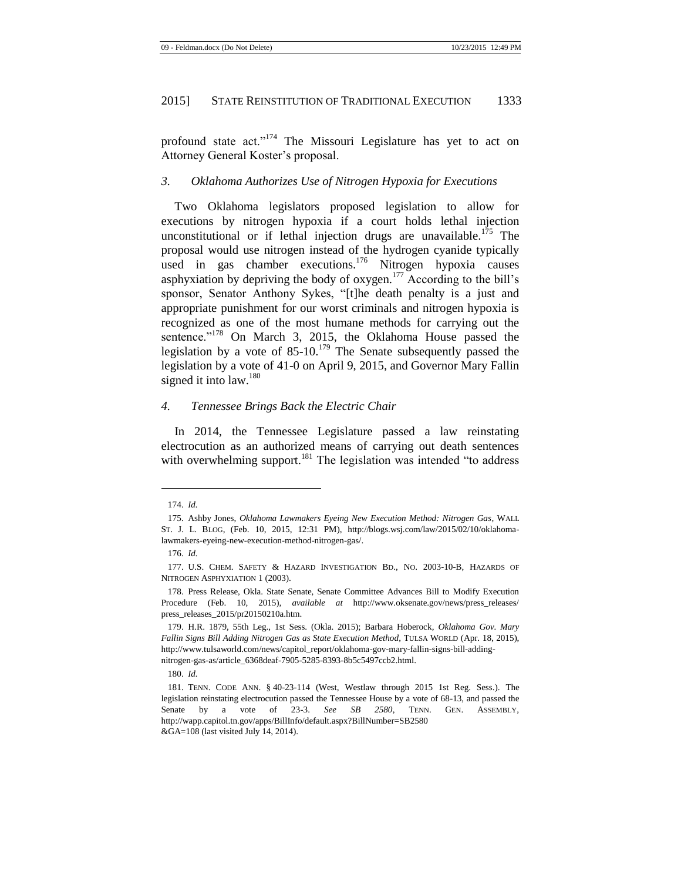profound state act."[174] The Missouri Legislature has yet to act on Attorney General Koster's proposal.

### *3. Oklahoma Authorizes Use of Nitrogen Hypoxia for Executions*

Two Oklahoma legislators proposed legislation to allow for executions by nitrogen hypoxia if a court holds lethal injection unconstitutional or if lethal injection drugs are unavailable.[175] The proposal would use nitrogen instead of the hydrogen cyanide typically used in gas chamber executions.[176] Nitrogen hypoxia causes asphyxiation by depriving the body of oxygen.[177] According to the bill's sponsor, Senator Anthony Sykes, "[t]he death penalty is a just and appropriate punishment for our worst criminals and nitrogen hypoxia is recognized as one of the most humane methods for carrying out the sentence."[178] On March 3, 2015, the Oklahoma House passed the legislation by a vote of 85-10.[179] The Senate subsequently passed the legislation by a vote of 41-0 on April 9, 2015, and Governor Mary Fallin signed it into law.[180]

### *4. Tennessee Brings Back the Electric Chair*

In 2014, the Tennessee Legislature passed a law reinstating electrocution as an authorized means of carrying out death sentences with overwhelming support.[181] The legislation was intended "to address

---

174. *Id.*

175. Ashby Jones, *Oklahoma Lawmakers Eyeing New Execution Method: Nitrogen Gas*, WALL ST. J. L. BLOG, (Feb. 10, 2015, 12:31 PM), http://blogs.wsj.com/law/2015/02/10/oklahoma-lawmakers-eyeing-new-execution-method-nitrogen-gas/.

176. *Id.*

177. U.S. CHEM. SAFETY & HAZARD INVESTIGATION BD., NO. 2003-10-B, HAZARDS OF NITROGEN ASPHYXIATION 1 (2003).

178. Press Release, Okla. State Senate, Senate Committee Advances Bill to Modify Execution Procedure (Feb. 10, 2015), *available at* http://www.oksenate.gov/news/press_releases/press_releases_2015/pr20150210a.htm.

179. H.R. 1879, 55th Leg., 1st Sess. (Okla. 2015); Barbara Hoberock, *Oklahoma Gov. Mary Fallin Signs Bill Adding Nitrogen Gas as State Execution Method*, TULSA WORLD (Apr. 18, 2015), http://www.tulsaworld.com/news/capitol_report/oklahoma-gov-mary-fallin-signs-bill-adding-nitrogen-gas-as/article_6368deaf-7905-5285-8393-8b5c5497ccb2.html.

180. *Id.*

181. TENN. CODE ANN. § 40-23-114 (West, Westlaw through 2015 1st Reg. Sess.). The legislation reinstating electrocution passed the Tennessee House by a vote of 68-13, and passed the Senate by a vote of 23-3. *See SB 2580*, TENN. GEN. ASSEMBLY, http://wapp.capitol.tn.gov/apps/BillInfo/default.aspx?BillNumber=SB2580&GA=108 (last visited July 14, 2014).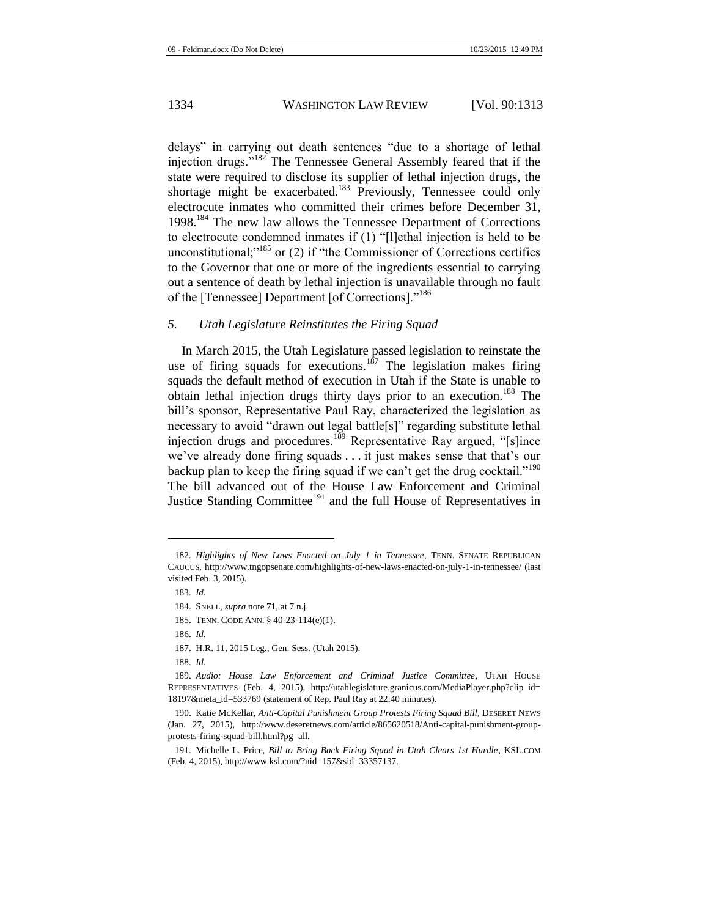delays" in carrying out death sentences "due to a shortage of lethal injection drugs."[182] The Tennessee General Assembly feared that if the state were required to disclose its supplier of lethal injection drugs, the shortage might be exacerbated.[183] Previously, Tennessee could only electrocute inmates who committed their crimes before December 31, 1998.[184] The new law allows the Tennessee Department of Corrections to electrocute condemned inmates if (1) "[l]ethal injection is held to be unconstitutional;"[185] or (2) if "the Commissioner of Corrections certifies to the Governor that one or more of the ingredients essential to carrying out a sentence of death by lethal injection is unavailable through no fault of the [Tennessee] Department [of Corrections]."[186]

### *5. Utah Legislature Reinstitutes the Firing Squad*

In March 2015, the Utah Legislature passed legislation to reinstate the use of firing squads for executions.[187] The legislation makes firing squads the default method of execution in Utah if the State is unable to obtain lethal injection drugs thirty days prior to an execution.[188] The bill's sponsor, Representative Paul Ray, characterized the legislation as necessary to avoid "drawn out legal battle[s]" regarding substitute lethal injection drugs and procedures.[189] Representative Ray argued, "[s]ince we've already done firing squads . . . it just makes sense that that's our backup plan to keep the firing squad if we can't get the drug cocktail."[190] The bill advanced out of the House Law Enforcement and Criminal Justice Standing Committee[191] and the full House of Representatives in

---

182. *Highlights of New Laws Enacted on July 1 in Tennessee*, TENN. SENATE REPUBLICAN CAUCUS, http://www.tngopsenate.com/highlights-of-new-laws-enacted-on-july-1-in-tennessee/ (last visited Feb. 3, 2015).

183. *Id.*

184. SNELL, *supra* note 71, at 7 n.j.

185. TENN. CODE ANN. § 40-23-114(e)(1).

186. *Id.*

187. H.R. 11, 2015 Leg., Gen. Sess. (Utah 2015).

188. *Id.*

189. *Audio: House Law Enforcement and Criminal Justice Committee*, UTAH HOUSE REPRESENTATIVES (Feb. 4, 2015), http://utahlegislature.granicus.com/MediaPlayer.php?clip_id=18197&meta_id=533769 (statement of Rep. Paul Ray at 22:40 minutes).

190. Katie McKellar, *Anti-Capital Punishment Group Protests Firing Squad Bill*, DESERET NEWS (Jan. 27, 2015), http://www.deseretnews.com/article/865620518/Anti-capital-punishment-group-protests-firing-squad-bill.html?pg=all.

191. Michelle L. Price, *Bill to Bring Back Firing Squad in Utah Clears 1st Hurdle*, KSL.COM (Feb. 4, 2015), http://www.ksl.com/?nid=157&sid=33357137.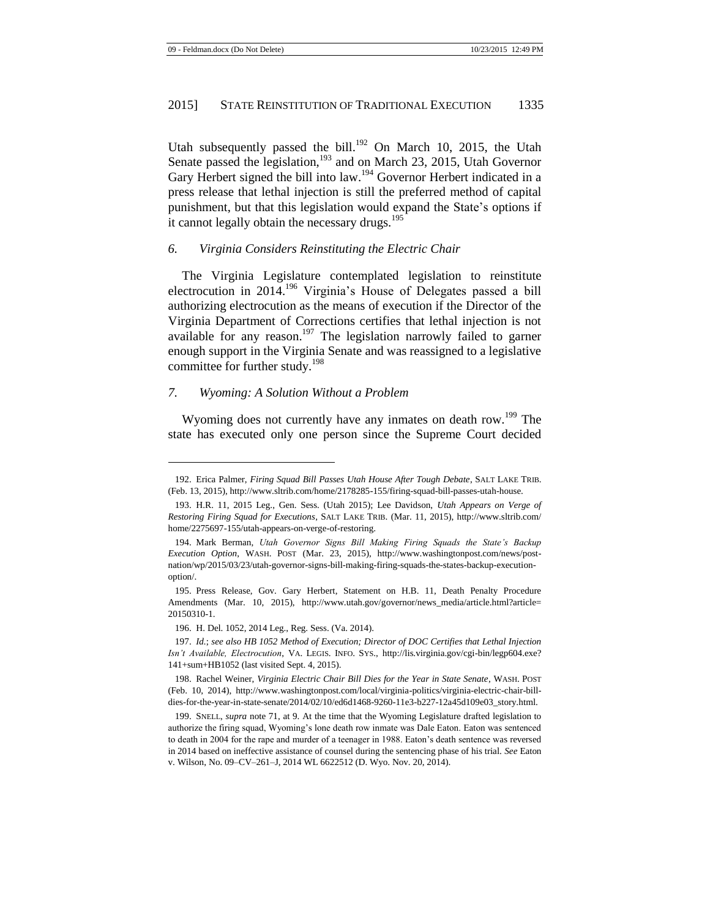Utah subsequently passed the bill.[192] On March 10, 2015, the Utah Senate passed the legislation,[193] and on March 23, 2015, Utah Governor Gary Herbert signed the bill into law.[194] Governor Herbert indicated in a press release that lethal injection is still the preferred method of capital punishment, but that this legislation would expand the State's options if it cannot legally obtain the necessary drugs.[195]

### *6. Virginia Considers Reinstituting the Electric Chair*

The Virginia Legislature contemplated legislation to reinstitute electrocution in 2014.[196] Virginia's House of Delegates passed a bill authorizing electrocution as the means of execution if the Director of the Virginia Department of Corrections certifies that lethal injection is not available for any reason.[197] The legislation narrowly failed to garner enough support in the Virginia Senate and was reassigned to a legislative committee for further study.[198]

### *7. Wyoming: A Solution Without a Problem*

Wyoming does not currently have any inmates on death row.[199] The state has executed only one person since the Supreme Court decided

---

192. Erica Palmer, *Firing Squad Bill Passes Utah House After Tough Debate*, SALT LAKE TRIB. (Feb. 13, 2015), http://www.sltrib.com/home/2178285-155/firing-squad-bill-passes-utah-house.

193. H.R. 11, 2015 Leg., Gen. Sess. (Utah 2015); Lee Davidson, *Utah Appears on Verge of Restoring Firing Squad for Executions*, SALT LAKE TRIB. (Mar. 11, 2015), http://www.sltrib.com/home/2275697-155/utah-appears-on-verge-of-restoring.

194. Mark Berman, *Utah Governor Signs Bill Making Firing Squads the State's Backup Execution Option*, WASH. POST (Mar. 23, 2015), http://www.washingtonpost.com/news/post-nation/wp/2015/03/23/utah-governor-signs-bill-making-firing-squads-the-states-backup-execution-option/.

195. Press Release, Gov. Gary Herbert, Statement on H.B. 11, Death Penalty Procedure Amendments (Mar. 10, 2015), http://www.utah.gov/governor/news_media/article.html?article=20150310-1.

196. H. Del. 1052, 2014 Leg., Reg. Sess. (Va. 2014).

197. *Id.*; *see also HB 1052 Method of Execution; Director of DOC Certifies that Lethal Injection Isn't Available, Electrocution*, VA. LEGIS. INFO. SYS., http://lis.virginia.gov/cgi-bin/legp604.exe?141+sum+HB1052 (last visited Sept. 4, 2015).

198. Rachel Weiner, *Virginia Electric Chair Bill Dies for the Year in State Senate*, WASH. POST (Feb. 10, 2014), http://www.washingtonpost.com/local/virginia-politics/virginia-electric-chair-bill-dies-for-the-year-in-state-senate/2014/02/10/ed6d1468-9260-11e3-b227-12a45d109e03_story.html.

199. SNELL, *supra* note 71, at 9. At the time that the Wyoming Legislature drafted legislation to authorize the firing squad, Wyoming's lone death row inmate was Dale Eaton. Eaton was sentenced to death in 2004 for the rape and murder of a teenager in 1988. Eaton's death sentence was reversed in 2014 based on ineffective assistance of counsel during the sentencing phase of his trial. *See* Eaton v. Wilson, No. 09–CV–261–J, 2014 WL 6622512 (D. Wyo. Nov. 20, 2014).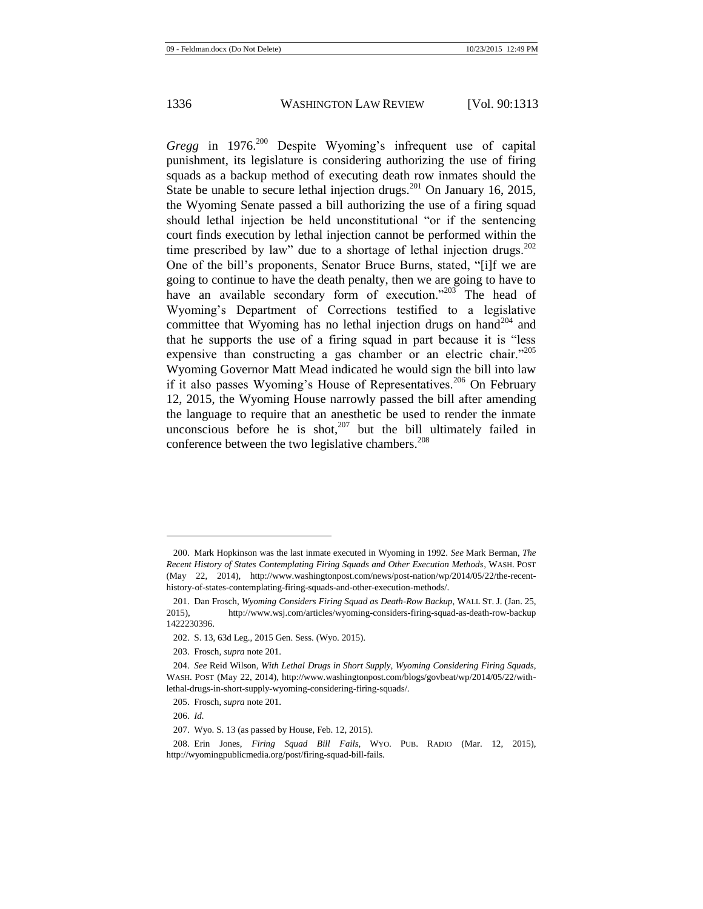*Gregg* in 1976.[200] Despite Wyoming's infrequent use of capital punishment, its legislature is considering authorizing the use of firing squads as a backup method of executing death row inmates should the State be unable to secure lethal injection drugs.[201] On January 16, 2015, the Wyoming Senate passed a bill authorizing the use of a firing squad should lethal injection be held unconstitutional "or if the sentencing court finds execution by lethal injection cannot be performed within the time prescribed by law" due to a shortage of lethal injection drugs.[202] One of the bill's proponents, Senator Bruce Burns, stated, "[i]f we are going to continue to have the death penalty, then we are going to have to have an available secondary form of execution."[203] The head of Wyoming's Department of Corrections testified to a legislative committee that Wyoming has no lethal injection drugs on hand[204] and that he supports the use of a firing squad in part because it is "less expensive than constructing a gas chamber or an electric chair."[205] Wyoming Governor Matt Mead indicated he would sign the bill into law if it also passes Wyoming's House of Representatives.[206] On February 12, 2015, the Wyoming House narrowly passed the bill after amending the language to require that an anesthetic be used to render the inmate unconscious before he is shot,[207] but the bill ultimately failed in conference between the two legislative chambers.[208]

---

200. Mark Hopkinson was the last inmate executed in Wyoming in 1992. *See* Mark Berman, *The Recent History of States Contemplating Firing Squads and Other Execution Methods*, WASH. POST (May 22, 2014), http://www.washingtonpost.com/news/post-nation/wp/2014/05/22/the-recent-history-of-states-contemplating-firing-squads-and-other-execution-methods/.

201. Dan Frosch, *Wyoming Considers Firing Squad as Death-Row Backup*, WALL ST. J. (Jan. 25, 2015), http://www.wsj.com/articles/wyoming-considers-firing-squad-as-death-row-backup 1422230396.

202. S. 13, 63d Leg., 2015 Gen. Sess. (Wyo. 2015).

203. Frosch, *supra* note 201.

204. *See* Reid Wilson, *With Lethal Drugs in Short Supply, Wyoming Considering Firing Squads*, WASH. POST (May 22, 2014), http://www.washingtonpost.com/blogs/govbeat/wp/2014/05/22/with-lethal-drugs-in-short-supply-wyoming-considering-firing-squads/.

205. Frosch, *supra* note 201.

206. *Id.*

207. Wyo. S. 13 (as passed by House, Feb. 12, 2015).

208. Erin Jones, *Firing Squad Bill Fails*, WYO. PUB. RADIO (Mar. 12, 2015), http://wyomingpublicmedia.org/post/firing-squad-bill-fails.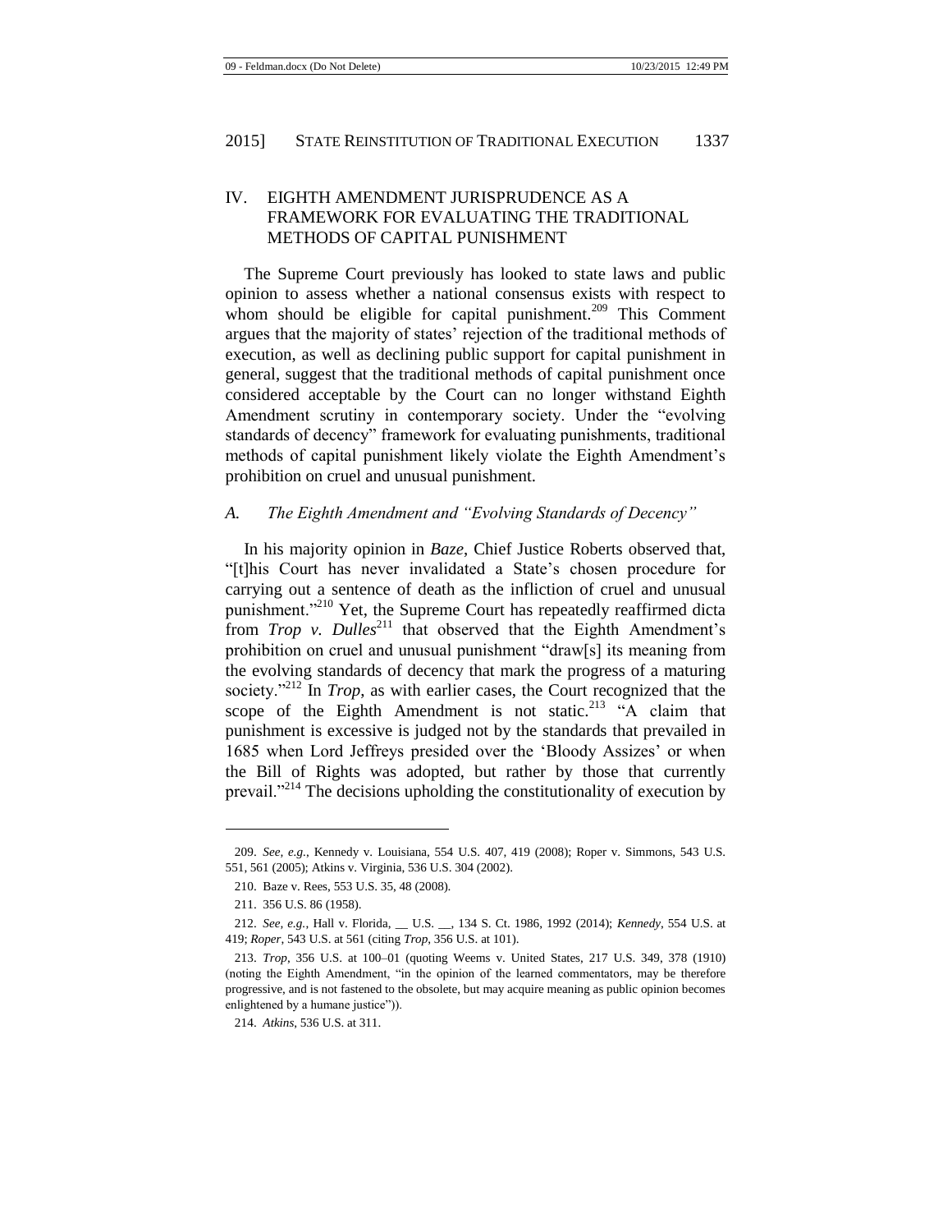## IV. EIGHTH AMENDMENT JURISPRUDENCE AS A FRAMEWORK FOR EVALUATING THE TRADITIONAL METHODS OF CAPITAL PUNISHMENT

The Supreme Court previously has looked to state laws and public opinion to assess whether a national consensus exists with respect to whom should be eligible for capital punishment.[209] This Comment argues that the majority of states' rejection of the traditional methods of execution, as well as declining public support for capital punishment in general, suggest that the traditional methods of capital punishment once considered acceptable by the Court can no longer withstand Eighth Amendment scrutiny in contemporary society. Under the "evolving standards of decency" framework for evaluating punishments, traditional methods of capital punishment likely violate the Eighth Amendment's prohibition on cruel and unusual punishment.

### *A. The Eighth Amendment and "Evolving Standards of Decency"*

In his majority opinion in *Baze*, Chief Justice Roberts observed that, "[t]his Court has never invalidated a State's chosen procedure for carrying out a sentence of death as the infliction of cruel and unusual punishment."[210] Yet, the Supreme Court has repeatedly reaffirmed dicta from *Trop v. Dulles*[211] that observed that the Eighth Amendment's prohibition on cruel and unusual punishment "draw[s] its meaning from the evolving standards of decency that mark the progress of a maturing society."[212] In *Trop*, as with earlier cases, the Court recognized that the scope of the Eighth Amendment is not static.[213] "A claim that punishment is excessive is judged not by the standards that prevailed in 1685 when Lord Jeffreys presided over the 'Bloody Assizes' or when the Bill of Rights was adopted, but rather by those that currently prevail."[214] The decisions upholding the constitutionality of execution by

---

209. *See, e.g.*, Kennedy v. Louisiana, 554 U.S. 407, 419 (2008); Roper v. Simmons, 543 U.S. 551, 561 (2005); Atkins v. Virginia, 536 U.S. 304 (2002).

210. Baze v. Rees, 553 U.S. 35, 48 (2008).

211. 356 U.S. 86 (1958).

212. *See, e.g.*, Hall v. Florida, __ U.S. __, 134 S. Ct. 1986, 1992 (2014); *Kennedy*, 554 U.S. at 419; *Roper*, 543 U.S. at 561 (citing *Trop*, 356 U.S. at 101).

213. *Trop*, 356 U.S. at 100–01 (quoting Weems v. United States, 217 U.S. 349, 378 (1910) (noting the Eighth Amendment, "in the opinion of the learned commentators, may be therefore progressive, and is not fastened to the obsolete, but may acquire meaning as public opinion becomes enlightened by a humane justice")).

214. *Atkins*, 536 U.S. at 311.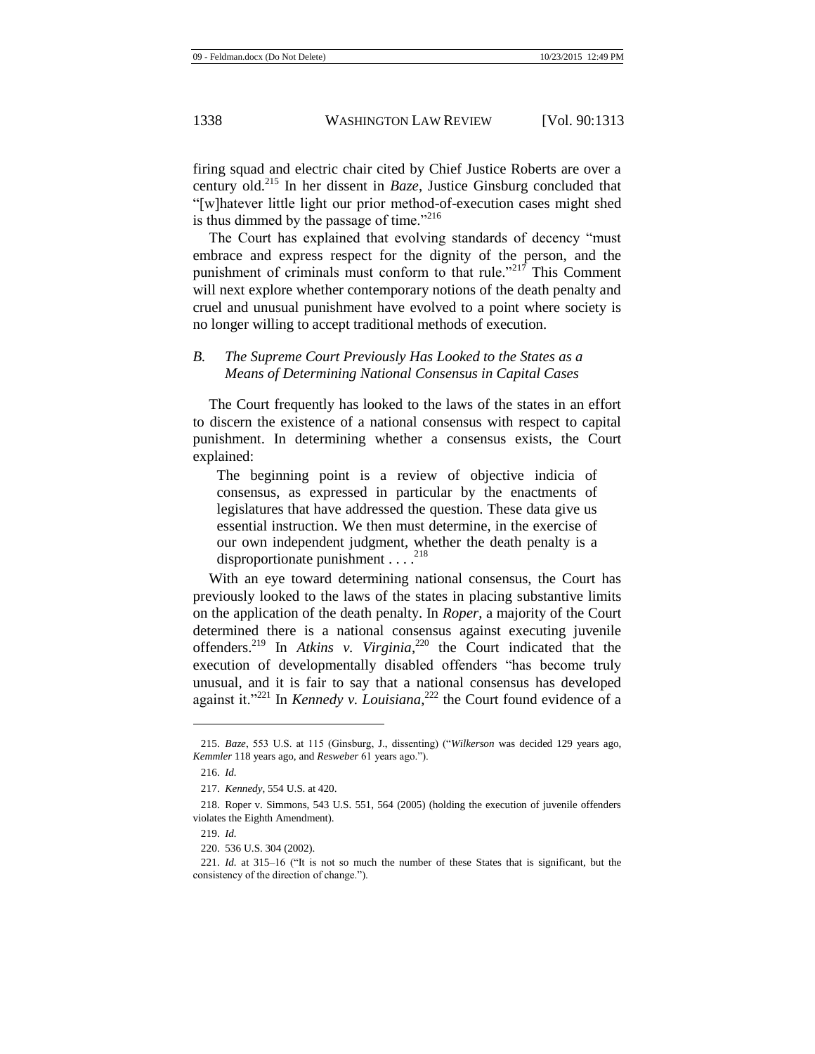firing squad and electric chair cited by Chief Justice Roberts are over a century old.[215] In her dissent in *Baze*, Justice Ginsburg concluded that "[w]hatever little light our prior method-of-execution cases might shed is thus dimmed by the passage of time."[216]

The Court has explained that evolving standards of decency "must embrace and express respect for the dignity of the person, and the punishment of criminals must conform to that rule."[217] This Comment will next explore whether contemporary notions of the death penalty and cruel and unusual punishment have evolved to a point where society is no longer willing to accept traditional methods of execution.

### *B. The Supreme Court Previously Has Looked to the States as a Means of Determining National Consensus in Capital Cases*

The Court frequently has looked to the laws of the states in an effort to discern the existence of a national consensus with respect to capital punishment. In determining whether a consensus exists, the Court explained:

> The beginning point is a review of objective indicia of consensus, as expressed in particular by the enactments of legislatures that have addressed the question. These data give us essential instruction. We then must determine, in the exercise of our own independent judgment, whether the death penalty is a disproportionate punishment . . . .[218]

With an eye toward determining national consensus, the Court has previously looked to the laws of the states in placing substantive limits on the application of the death penalty. In *Roper*, a majority of the Court determined there is a national consensus against executing juvenile offenders.[219] In *Atkins v. Virginia*,[220] the Court indicated that the execution of developmentally disabled offenders "has become truly unusual, and it is fair to say that a national consensus has developed against it."[221] In *Kennedy v. Louisiana*,[222] the Court found evidence of a

---

215. *Baze*, 553 U.S. at 115 (Ginsburg, J., dissenting) ("*Wilkerson* was decided 129 years ago, *Kemmler* 118 years ago, and *Resweber* 61 years ago.").

216. *Id.*

217. *Kennedy*, 554 U.S. at 420.

218. Roper v. Simmons, 543 U.S. 551, 564 (2005) (holding the execution of juvenile offenders violates the Eighth Amendment).

219. *Id.*

220. 536 U.S. 304 (2002).

221. *Id.* at 315–16 ("It is not so much the number of these States that is significant, but the consistency of the direction of change.").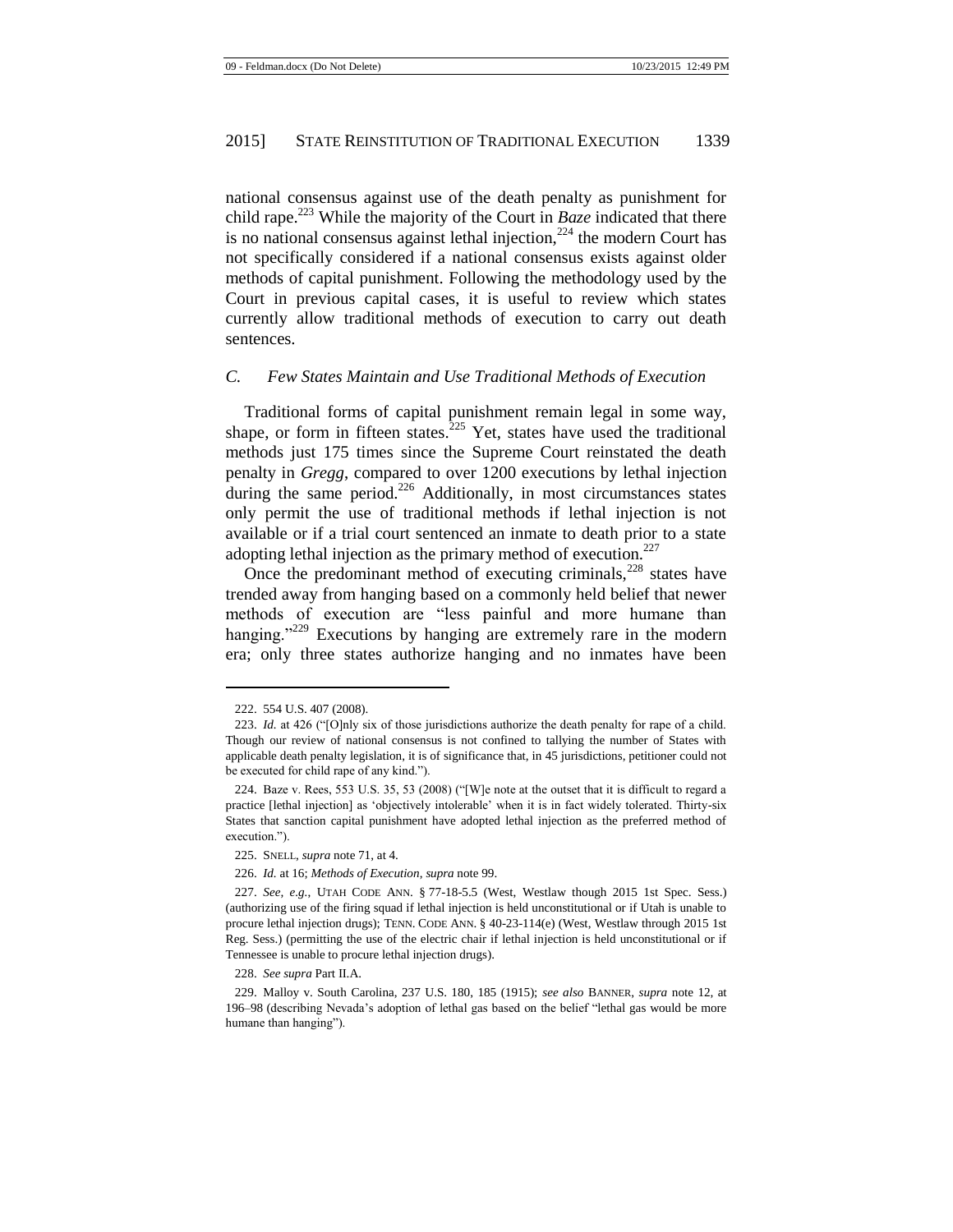national consensus against use of the death penalty as punishment for child rape.[223] While the majority of the Court in *Baze* indicated that there is no national consensus against lethal injection,[224] the modern Court has not specifically considered if a national consensus exists against older methods of capital punishment. Following the methodology used by the Court in previous capital cases, it is useful to review which states currently allow traditional methods of execution to carry out death sentences.

### *C. Few States Maintain and Use Traditional Methods of Execution*

Traditional forms of capital punishment remain legal in some way, shape, or form in fifteen states.[225] Yet, states have used the traditional methods just 175 times since the Supreme Court reinstated the death penalty in *Gregg*, compared to over 1200 executions by lethal injection during the same period.[226] Additionally, in most circumstances states only permit the use of traditional methods if lethal injection is not available or if a trial court sentenced an inmate to death prior to a state adopting lethal injection as the primary method of execution.[227]

Once the predominant method of executing criminals,[228] states have trended away from hanging based on a commonly held belief that newer methods of execution are "less painful and more humane than hanging."[229] Executions by hanging are extremely rare in the modern era; only three states authorize hanging and no inmates have been

---

222. 554 U.S. 407 (2008).

223. *Id.* at 426 ("[O]nly six of those jurisdictions authorize the death penalty for rape of a child. Though our review of national consensus is not confined to tallying the number of States with applicable death penalty legislation, it is of significance that, in 45 jurisdictions, petitioner could not be executed for child rape of any kind.").

224. Baze v. Rees, 553 U.S. 35, 53 (2008) ("[W]e note at the outset that it is difficult to regard a practice [lethal injection] as 'objectively intolerable' when it is in fact widely tolerated. Thirty-six States that sanction capital punishment have adopted lethal injection as the preferred method of execution.").

225. SNELL, *supra* note 71, at 4.

226. *Id.* at 16; *Methods of Execution*, *supra* note 99.

227. *See, e.g.*, UTAH CODE ANN. § 77-18-5.5 (West, Westlaw though 2015 1st Spec. Sess.) (authorizing use of the firing squad if lethal injection is held unconstitutional or if Utah is unable to procure lethal injection drugs); TENN. CODE ANN. § 40-23-114(e) (West, Westlaw through 2015 1st Reg. Sess.) (permitting the use of the electric chair if lethal injection is held unconstitutional or if Tennessee is unable to procure lethal injection drugs).

228. *See supra* Part II.A.

229. Malloy v. South Carolina, 237 U.S. 180, 185 (1915); *see also* BANNER, *supra* note 12, at 196–98 (describing Nevada's adoption of lethal gas based on the belief "lethal gas would be more humane than hanging").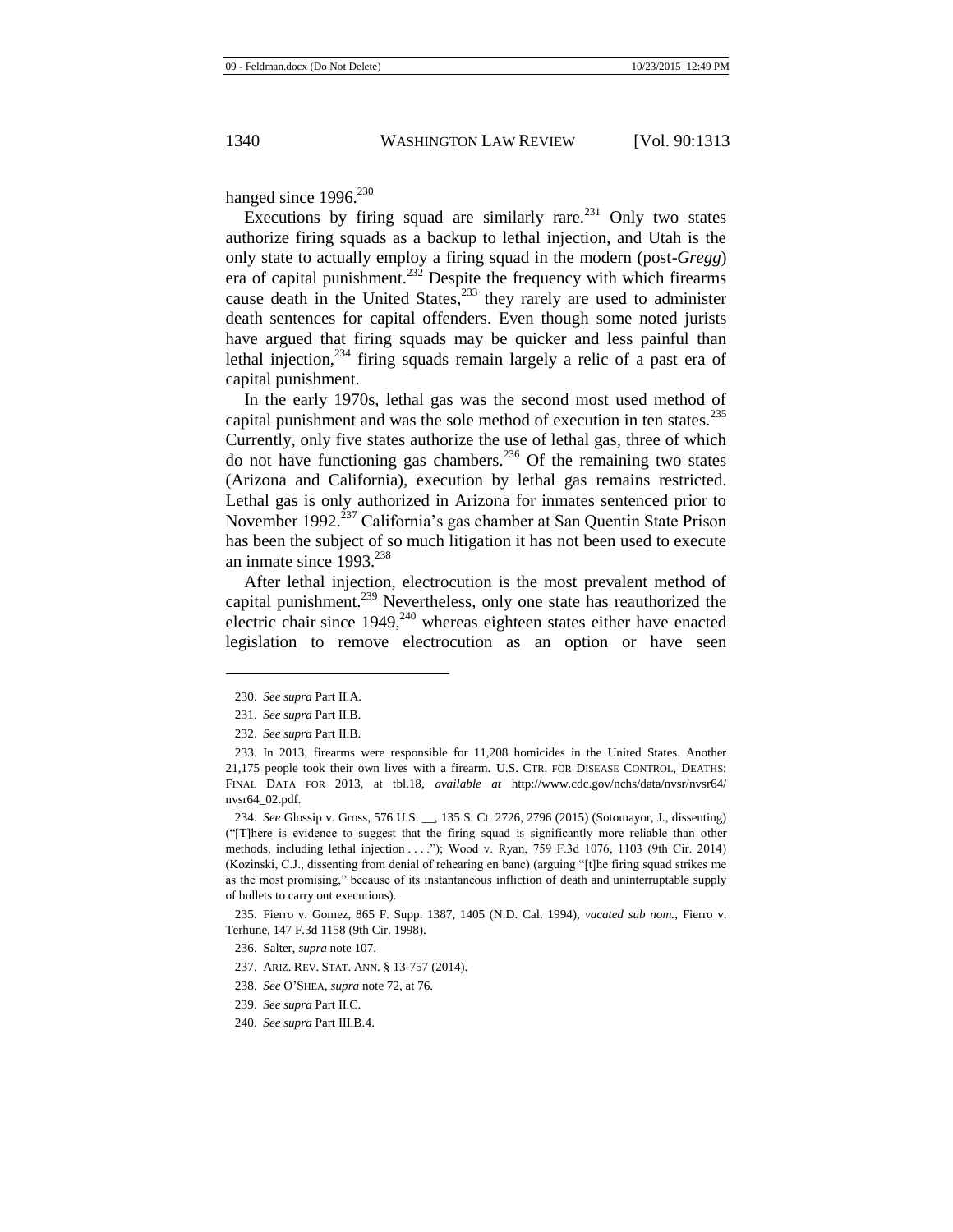hanged since 1996.[230]

Executions by firing squad are similarly rare.[231] Only two states authorize firing squads as a backup to lethal injection, and Utah is the only state to actually employ a firing squad in the modern (post-*Gregg*) era of capital punishment.[232] Despite the frequency with which firearms cause death in the United States,[233] they rarely are used to administer death sentences for capital offenders. Even though some noted jurists have argued that firing squads may be quicker and less painful than lethal injection,[234] firing squads remain largely a relic of a past era of capital punishment.

In the early 1970s, lethal gas was the second most used method of capital punishment and was the sole method of execution in ten states.[235] Currently, only five states authorize the use of lethal gas, three of which do not have functioning gas chambers.[236] Of the remaining two states (Arizona and California), execution by lethal gas remains restricted. Lethal gas is only authorized in Arizona for inmates sentenced prior to November 1992.[237] California's gas chamber at San Quentin State Prison has been the subject of so much litigation it has not been used to execute an inmate since 1993.[238]

After lethal injection, electrocution is the most prevalent method of capital punishment.[239] Nevertheless, only one state has reauthorized the electric chair since 1949,[240] whereas eighteen states either have enacted legislation to remove electrocution as an option or have seen

---

230. *See supra* Part II.A.

231. *See supra* Part II.B.

232. *See supra* Part II.B.

233. In 2013, firearms were responsible for 11,208 homicides in the United States. Another 21,175 people took their own lives with a firearm. U.S. CTR. FOR DISEASE CONTROL, DEATHS: FINAL DATA FOR 2013, at tbl.18, *available at* http://www.cdc.gov/nchs/data/nvsr/nvsr64/nvsr64_02.pdf.

234. *See* Glossip v. Gross, 576 U.S. __, 135 S. Ct. 2726, 2796 (2015) (Sotomayor, J., dissenting) ("[T]here is evidence to suggest that the firing squad is significantly more reliable than other methods, including lethal injection . . . ."); Wood v. Ryan, 759 F.3d 1076, 1103 (9th Cir. 2014) (Kozinski, C.J., dissenting from denial of rehearing en banc) (arguing "[t]he firing squad strikes me as the most promising," because of its instantaneous infliction of death and uninterruptable supply of bullets to carry out executions).

235. Fierro v. Gomez, 865 F. Supp. 1387, 1405 (N.D. Cal. 1994), *vacated sub nom.*, Fierro v. Terhune, 147 F.3d 1158 (9th Cir. 1998).

236. Salter, *supra* note 107.

237. ARIZ. REV. STAT. ANN. § 13-757 (2014).

238. *See* O'SHEA, *supra* note 72, at 76.

239. *See supra* Part II.C.

240. *See supra* Part III.B.4.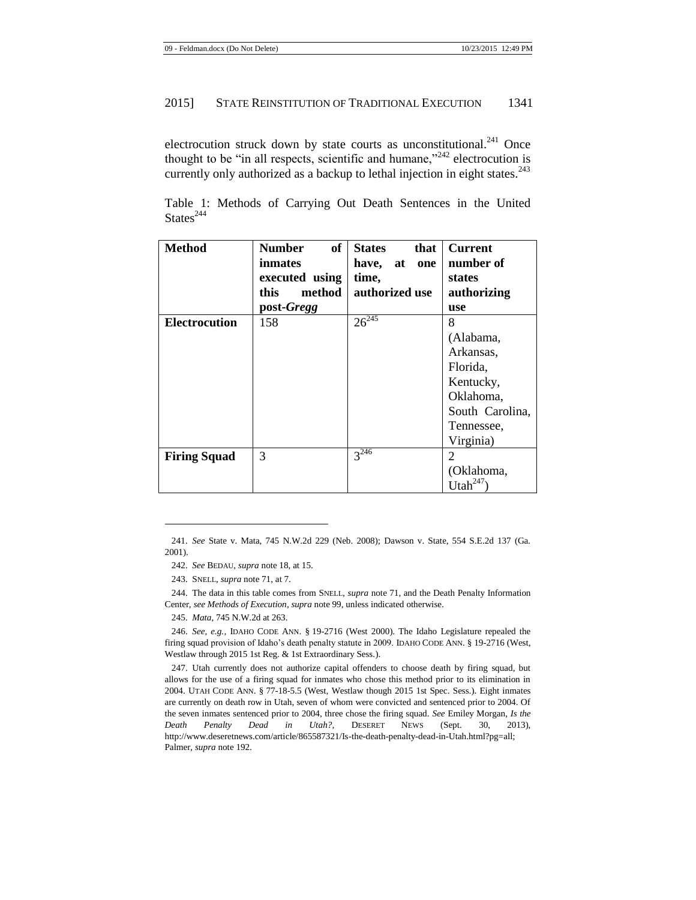electrocution struck down by state courts as unconstitutional.[241] Once thought to be "in all respects, scientific and humane,"[242] electrocution is currently only authorized as a backup to lethal injection in eight states.[243]

Table 1: Methods of Carrying Out Death Sentences in the United States[244]

| Method | Number of inmates executed using this method post-*Gregg* | States that have, at one time, authorized use | Current number of states authorizing use |
|---|---|---|---|
| **Electrocution** | 158 | 26[245] | 8 (Alabama, Arkansas, Florida, Kentucky, Oklahoma, South Carolina, Tennessee, Virginia) |
| **Firing Squad** | 3 | 3[246] | 2 (Oklahoma, Utah[247]) |

241. *See* State v. Mata, 745 N.W.2d 229 (Neb. 2008); Dawson v. State, 554 S.E.2d 137 (Ga. 2001).

242. *See* BEDAU, *supra* note 18, at 15.

243. SNELL, *supra* note 71, at 7.

244. The data in this table comes from SNELL, *supra* note 71, and the Death Penalty Information Center, *see Methods of Execution*, *supra* note 99, unless indicated otherwise.

245. *Mata*, 745 N.W.2d at 263.

246. *See, e.g.*, IDAHO CODE ANN. § 19-2716 (West 2000). The Idaho Legislature repealed the firing squad provision of Idaho's death penalty statute in 2009. IDAHO CODE ANN. § 19-2716 (West, Westlaw through 2015 1st Reg. & 1st Extraordinary Sess.).

247. Utah currently does not authorize capital offenders to choose death by firing squad, but allows for the use of a firing squad for inmates who chose this method prior to its elimination in 2004. UTAH CODE ANN. § 77-18-5.5 (West, Westlaw though 2015 1st Spec. Sess.). Eight inmates are currently on death row in Utah, seven of whom were convicted and sentenced prior to 2004. Of the seven inmates sentenced prior to 2004, three chose the firing squad. *See* Emiley Morgan, *Is the Death Penalty Dead in Utah?*, DESERET NEWS (Sept. 30, 2013), http://www.deseretnews.com/article/865587321/Is-the-death-penalty-dead-in-Utah.html?pg=all; Palmer, *supra* note 192.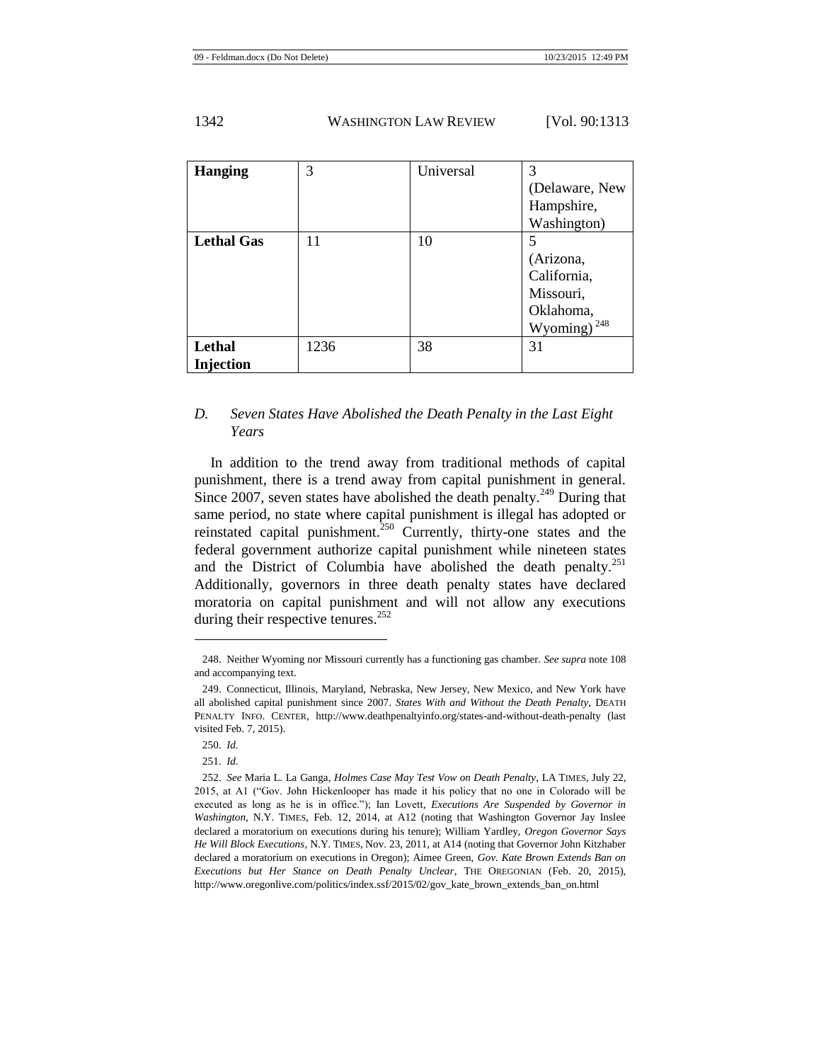| | | | |
|---|---|---|---|
| **Hanging** | 3 | Universal | 3 (Delaware, New Hampshire, Washington) |
| **Lethal Gas** | 11 | 10 | 5 (Arizona, California, Missouri, Oklahoma, Wyoming)[248] |
| **Lethal Injection** | 1236 | 38 | 31 |

### *D. Seven States Have Abolished the Death Penalty in the Last Eight Years*

In addition to the trend away from traditional methods of capital punishment, there is a trend away from capital punishment in general. Since 2007, seven states have abolished the death penalty.[249] During that same period, no state where capital punishment is illegal has adopted or reinstated capital punishment.[250] Currently, thirty-one states and the federal government authorize capital punishment while nineteen states and the District of Columbia have abolished the death penalty.[251] Additionally, governors in three death penalty states have declared moratoria on capital punishment and will not allow any executions during their respective tenures.[252]

---

248. Neither Wyoming nor Missouri currently has a functioning gas chamber. *See supra* note 108 and accompanying text.

249. Connecticut, Illinois, Maryland, Nebraska, New Jersey, New Mexico, and New York have all abolished capital punishment since 2007. *States With and Without the Death Penalty*, DEATH PENALTY INFO. CENTER, http://www.deathpenaltyinfo.org/states-and-without-death-penalty (last visited Feb. 7, 2015).

250. *Id.*

251. *Id.*

252. *See* Maria L. La Ganga, *Holmes Case May Test Vow on Death Penalty*, LA TIMES, July 22, 2015, at A1 ("Gov. John Hickenlooper has made it his policy that no one in Colorado will be executed as long as he is in office."); Ian Lovett, *Executions Are Suspended by Governor in Washington*, N.Y. TIMES, Feb. 12, 2014, at A12 (noting that Washington Governor Jay Inslee declared a moratorium on executions during his tenure); William Yardley, *Oregon Governor Says He Will Block Executions*, N.Y. TIMES, Nov. 23, 2011, at A14 (noting that Governor John Kitzhaber declared a moratorium on executions in Oregon); Aimee Green, *Gov. Kate Brown Extends Ban on Executions but Her Stance on Death Penalty Unclear*, THE OREGONIAN (Feb. 20, 2015), http://www.oregonlive.com/politics/index.ssf/2015/02/gov_kate_brown_extends_ban_on.html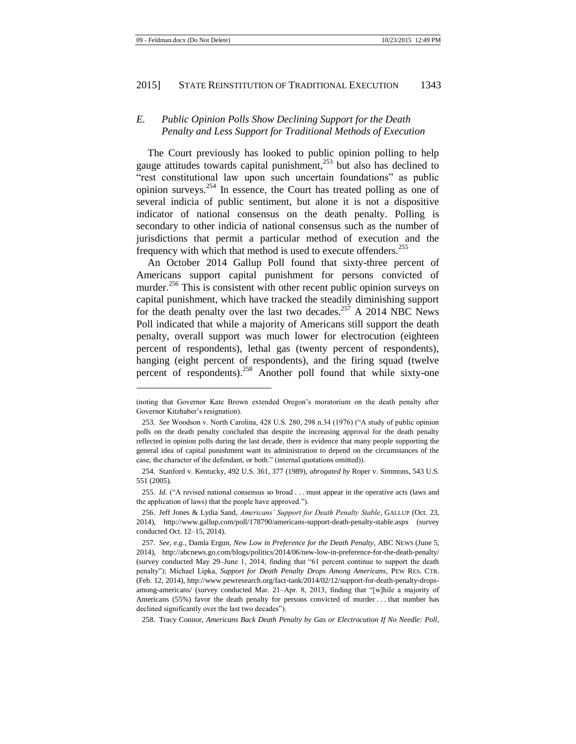### E. *Public Opinion Polls Show Declining Support for the Death Penalty and Less Support for Traditional Methods of Execution*

The Court previously has looked to public opinion polling to help gauge attitudes towards capital punishment,[253] but also has declined to "rest constitutional law upon such uncertain foundations" as public opinion surveys.[254] In essence, the Court has treated polling as one of several indicia of public sentiment, but alone it is not a dispositive indicator of national consensus on the death penalty. Polling is secondary to other indicia of national consensus such as the number of jurisdictions that permit a particular method of execution and the frequency with which that method is used to execute offenders.[255]

An October 2014 Gallup Poll found that sixty-three percent of Americans support capital punishment for persons convicted of murder.[256] This is consistent with other recent public opinion surveys on capital punishment, which have tracked the steadily diminishing support for the death penalty over the last two decades.[257] A 2014 NBC News Poll indicated that while a majority of Americans still support the death penalty, overall support was much lower for electrocution (eighteen percent of respondents), lethal gas (twenty percent of respondents), hanging (eight percent of respondents), and the firing squad (twelve percent of respondents).[258] Another poll found that while sixty-one

---

(noting that Governor Kate Brown extended Oregon's moratorium on the death penalty after Governor Kitzhaber's resignation).

253. *See* Woodson v. North Carolina, 428 U.S. 280, 298 n.34 (1976) ("A study of public opinion polls on the death penalty concluded that despite the increasing approval for the death penalty reflected in opinion polls during the last decade, there is evidence that many people supporting the general idea of capital punishment want its administration to depend on the circumstances of the case, the character of the defendant, or both." (internal quotations omitted)).

254. Stanford v. Kentucky, 492 U.S. 361, 377 (1989), *abrogated by* Roper v. Simmons, 543 U.S. 551 (2005).

255. *Id.* ("A revised national consensus so broad . . . must appear in the operative acts (laws and the application of laws) that the people have approved.").

256. Jeff Jones & Lydia Sand, *Americans' Support for Death Penalty Stable*, GALLUP (Oct. 23, 2014), http://www.gallup.com/poll/178790/americans-support-death-penalty-stable.aspx (survey conducted Oct. 12–15, 2014).

257. *See, e.g.*, Damla Ergun, *New Low in Preference for the Death Penalty*, ABC NEWS (June 5, 2014), http://abcnews.go.com/blogs/politics/2014/06/new-low-in-preference-for-the-death-penalty/ (survey conducted May 29–June 1, 2014, finding that "61 percent continue to support the death penalty"); Michael Lipka, *Support for Death Penalty Drops Among Americans*, PEW RES. CTR. (Feb. 12, 2014), http://www.pewresearch.org/fact-tank/2014/02/12/support-for-death-penalty-drops-among-americans/ (survey conducted Mar. 21–Apr. 8, 2013, finding that "[w]hile a majority of Americans (55%) favor the death penalty for persons convicted of murder . . . that number has declined significantly over the last two decades").

258. Tracy Connor, *Americans Back Death Penalty by Gas or Electrocution If No Needle: Poll*,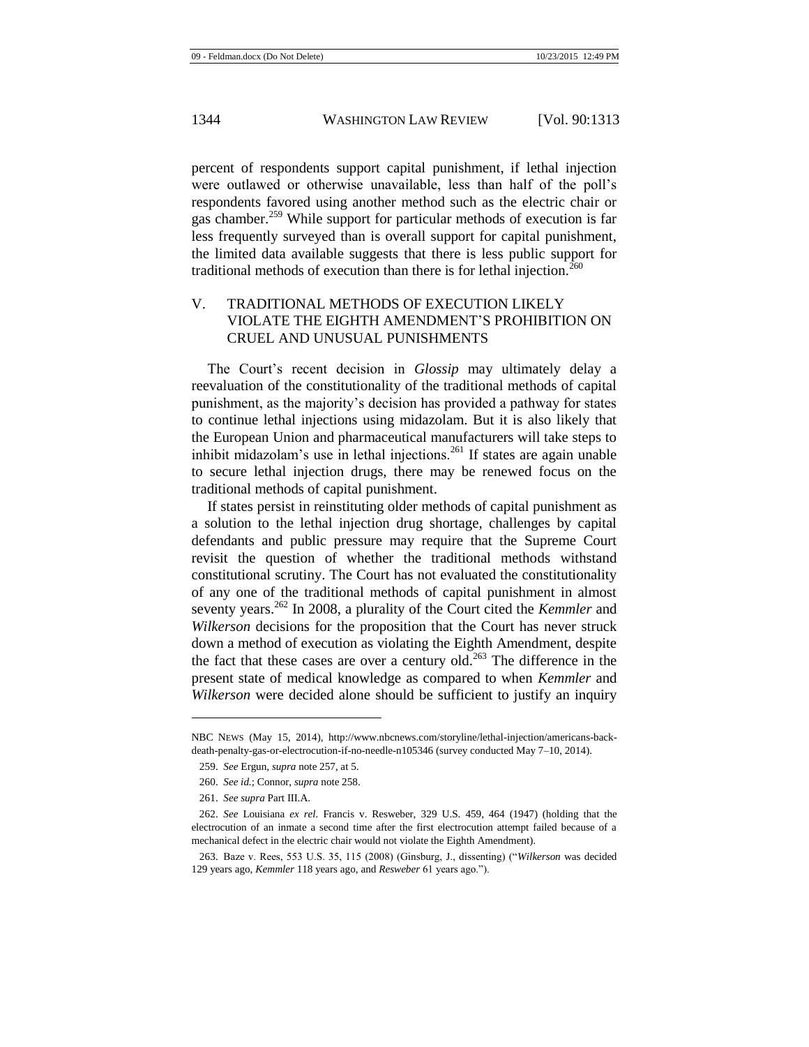percent of respondents support capital punishment, if lethal injection were outlawed or otherwise unavailable, less than half of the poll's respondents favored using another method such as the electric chair or gas chamber.[259] While support for particular methods of execution is far less frequently surveyed than is overall support for capital punishment, the limited data available suggests that there is less public support for traditional methods of execution than there is for lethal injection.[260]

## V. TRADITIONAL METHODS OF EXECUTION LIKELY VIOLATE THE EIGHTH AMENDMENT'S PROHIBITION ON CRUEL AND UNUSUAL PUNISHMENTS

The Court's recent decision in *Glossip* may ultimately delay a reevaluation of the constitutionality of the traditional methods of capital punishment, as the majority's decision has provided a pathway for states to continue lethal injections using midazolam. But it is also likely that the European Union and pharmaceutical manufacturers will take steps to inhibit midazolam's use in lethal injections.[261] If states are again unable to secure lethal injection drugs, there may be renewed focus on the traditional methods of capital punishment.

If states persist in reinstituting older methods of capital punishment as a solution to the lethal injection drug shortage, challenges by capital defendants and public pressure may require that the Supreme Court revisit the question of whether the traditional methods withstand constitutional scrutiny. The Court has not evaluated the constitutionality of any one of the traditional methods of capital punishment in almost seventy years.[262] In 2008, a plurality of the Court cited the *Kemmler* and *Wilkerson* decisions for the proposition that the Court has never struck down a method of execution as violating the Eighth Amendment, despite the fact that these cases are over a century old.[263] The difference in the present state of medical knowledge as compared to when *Kemmler* and *Wilkerson* were decided alone should be sufficient to justify an inquiry

---

NBC NEWS (May 15, 2014), http://www.nbcnews.com/storyline/lethal-injection/americans-back-death-penalty-gas-or-electrocution-if-no-needle-n105346 (survey conducted May 7–10, 2014).

259. *See* Ergun, *supra* note 257, at 5.

260. *See id.*; Connor, *supra* note 258.

261. *See supra* Part III.A.

262. *See* Louisiana *ex rel.* Francis v. Resweber, 329 U.S. 459, 464 (1947) (holding that the electrocution of an inmate a second time after the first electrocution attempt failed because of a mechanical defect in the electric chair would not violate the Eighth Amendment).

263. Baze v. Rees, 553 U.S. 35, 115 (2008) (Ginsburg, J., dissenting) ("*Wilkerson* was decided 129 years ago, *Kemmler* 118 years ago, and *Resweber* 61 years ago.").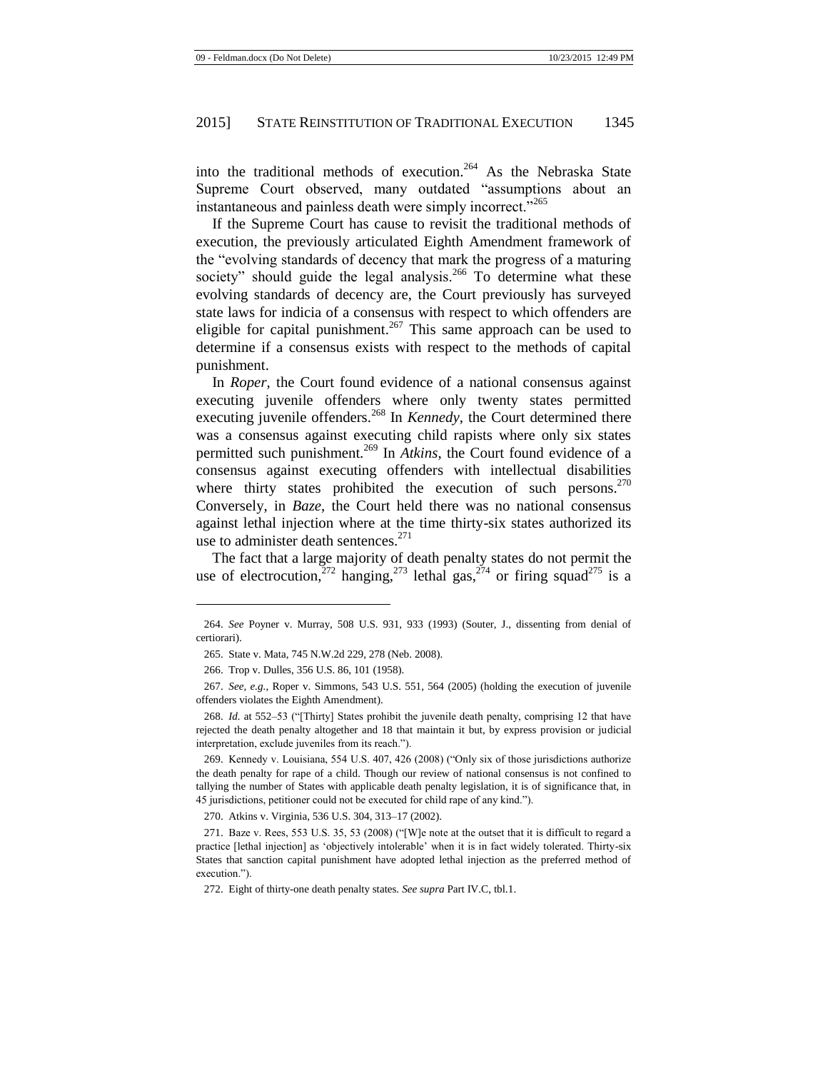into the traditional methods of execution.[264] As the Nebraska State Supreme Court observed, many outdated "assumptions about an instantaneous and painless death were simply incorrect."[265]

If the Supreme Court has cause to revisit the traditional methods of execution, the previously articulated Eighth Amendment framework of the "evolving standards of decency that mark the progress of a maturing society" should guide the legal analysis.[266] To determine what these evolving standards of decency are, the Court previously has surveyed state laws for indicia of a consensus with respect to which offenders are eligible for capital punishment.[267] This same approach can be used to determine if a consensus exists with respect to the methods of capital punishment.

In *Roper*, the Court found evidence of a national consensus against executing juvenile offenders where only twenty states permitted executing juvenile offenders.[268] In *Kennedy*, the Court determined there was a consensus against executing child rapists where only six states permitted such punishment.[269] In *Atkins*, the Court found evidence of a consensus against executing offenders with intellectual disabilities where thirty states prohibited the execution of such persons.[270] Conversely, in *Baze*, the Court held there was no national consensus against lethal injection where at the time thirty-six states authorized its use to administer death sentences.[271]

The fact that a large majority of death penalty states do not permit the use of electrocution,[272] hanging,[273] lethal gas,[274] or firing squad[275] is a

---

264. *See* Poyner v. Murray, 508 U.S. 931, 933 (1993) (Souter, J., dissenting from denial of certiorari).

265. State v. Mata, 745 N.W.2d 229, 278 (Neb. 2008).

266. Trop v. Dulles, 356 U.S. 86, 101 (1958).

267. *See, e.g.*, Roper v. Simmons, 543 U.S. 551, 564 (2005) (holding the execution of juvenile offenders violates the Eighth Amendment).

268. *Id.* at 552–53 ("[Thirty] States prohibit the juvenile death penalty, comprising 12 that have rejected the death penalty altogether and 18 that maintain it but, by express provision or judicial interpretation, exclude juveniles from its reach.").

269. Kennedy v. Louisiana, 554 U.S. 407, 426 (2008) ("Only six of those jurisdictions authorize the death penalty for rape of a child. Though our review of national consensus is not confined to tallying the number of States with applicable death penalty legislation, it is of significance that, in 45 jurisdictions, petitioner could not be executed for child rape of any kind.").

270. Atkins v. Virginia, 536 U.S. 304, 313–17 (2002).

271. Baze v. Rees, 553 U.S. 35, 53 (2008) ("[W]e note at the outset that it is difficult to regard a practice [lethal injection] as 'objectively intolerable' when it is in fact widely tolerated. Thirty-six States that sanction capital punishment have adopted lethal injection as the preferred method of execution.").

272. Eight of thirty-one death penalty states. *See supra* Part IV.C, tbl.1.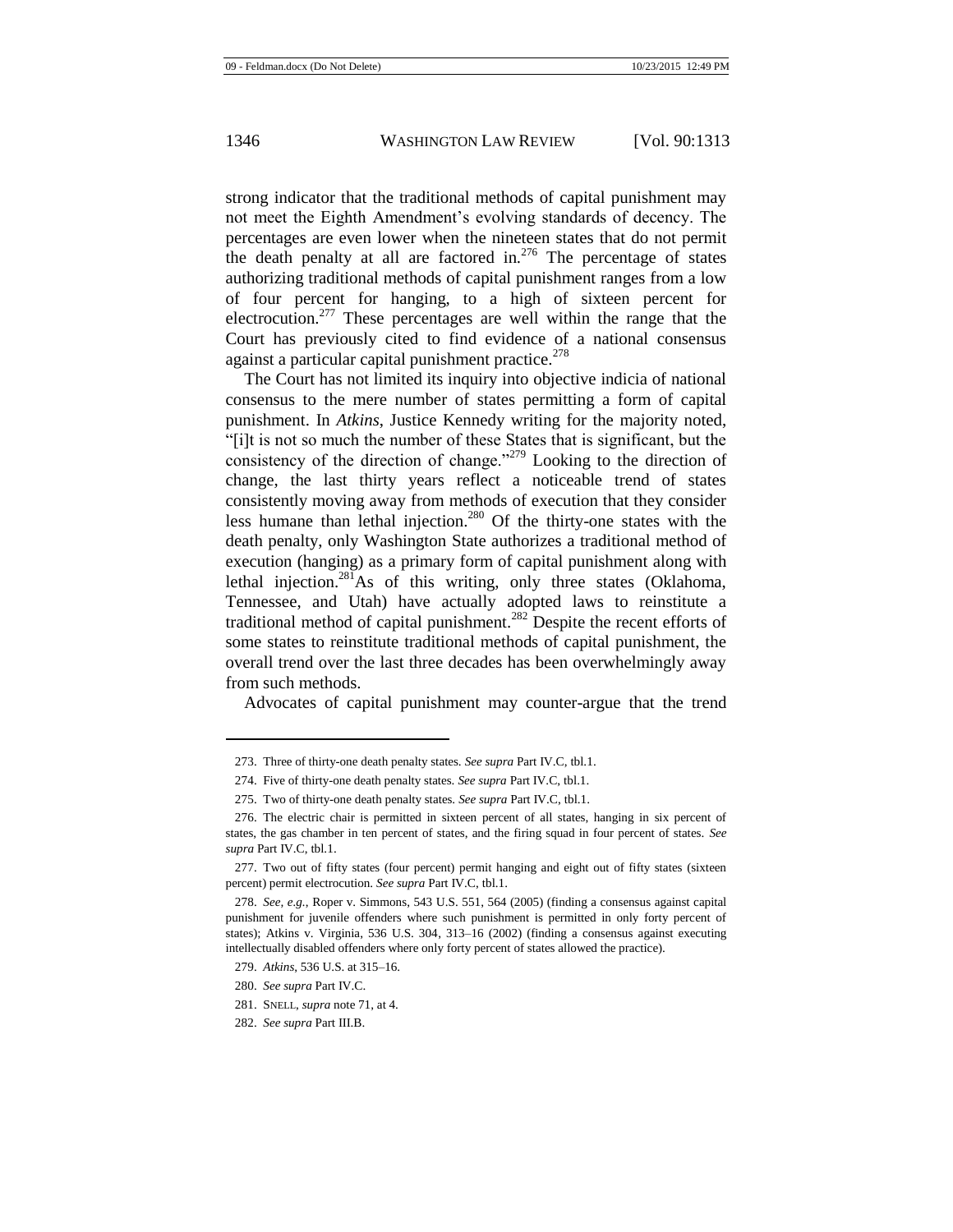strong indicator that the traditional methods of capital punishment may not meet the Eighth Amendment's evolving standards of decency. The percentages are even lower when the nineteen states that do not permit the death penalty at all are factored in.[276] The percentage of states authorizing traditional methods of capital punishment ranges from a low of four percent for hanging, to a high of sixteen percent for electrocution.[277] These percentages are well within the range that the Court has previously cited to find evidence of a national consensus against a particular capital punishment practice.[278]

The Court has not limited its inquiry into objective indicia of national consensus to the mere number of states permitting a form of capital punishment. In *Atkins*, Justice Kennedy writing for the majority noted, "[i]t is not so much the number of these States that is significant, but the consistency of the direction of change."[279] Looking to the direction of change, the last thirty years reflect a noticeable trend of states consistently moving away from methods of execution that they consider less humane than lethal injection.[280] Of the thirty-one states with the death penalty, only Washington State authorizes a traditional method of execution (hanging) as a primary form of capital punishment along with lethal injection.[281]As of this writing, only three states (Oklahoma, Tennessee, and Utah) have actually adopted laws to reinstitute a traditional method of capital punishment.[282] Despite the recent efforts of some states to reinstitute traditional methods of capital punishment, the overall trend over the last three decades has been overwhelmingly away from such methods.

Advocates of capital punishment may counter-argue that the trend

---

273. Three of thirty-one death penalty states. *See supra* Part IV.C, tbl.1.

274. Five of thirty-one death penalty states. *See supra* Part IV.C, tbl.1.

275. Two of thirty-one death penalty states. *See supra* Part IV.C, tbl.1.

276. The electric chair is permitted in sixteen percent of all states, hanging in six percent of states, the gas chamber in ten percent of states, and the firing squad in four percent of states. *See supra* Part IV.C, tbl.1.

277. Two out of fifty states (four percent) permit hanging and eight out of fifty states (sixteen percent) permit electrocution. *See supra* Part IV.C, tbl.1.

278. *See, e.g.*, Roper v. Simmons, 543 U.S. 551, 564 (2005) (finding a consensus against capital punishment for juvenile offenders where such punishment is permitted in only forty percent of states); Atkins v. Virginia, 536 U.S. 304, 313–16 (2002) (finding a consensus against executing intellectually disabled offenders where only forty percent of states allowed the practice).

279. *Atkins*, 536 U.S. at 315–16.

280. *See supra* Part IV.C.

281. SNELL, *supra* note 71, at 4.

282. *See supra* Part III.B.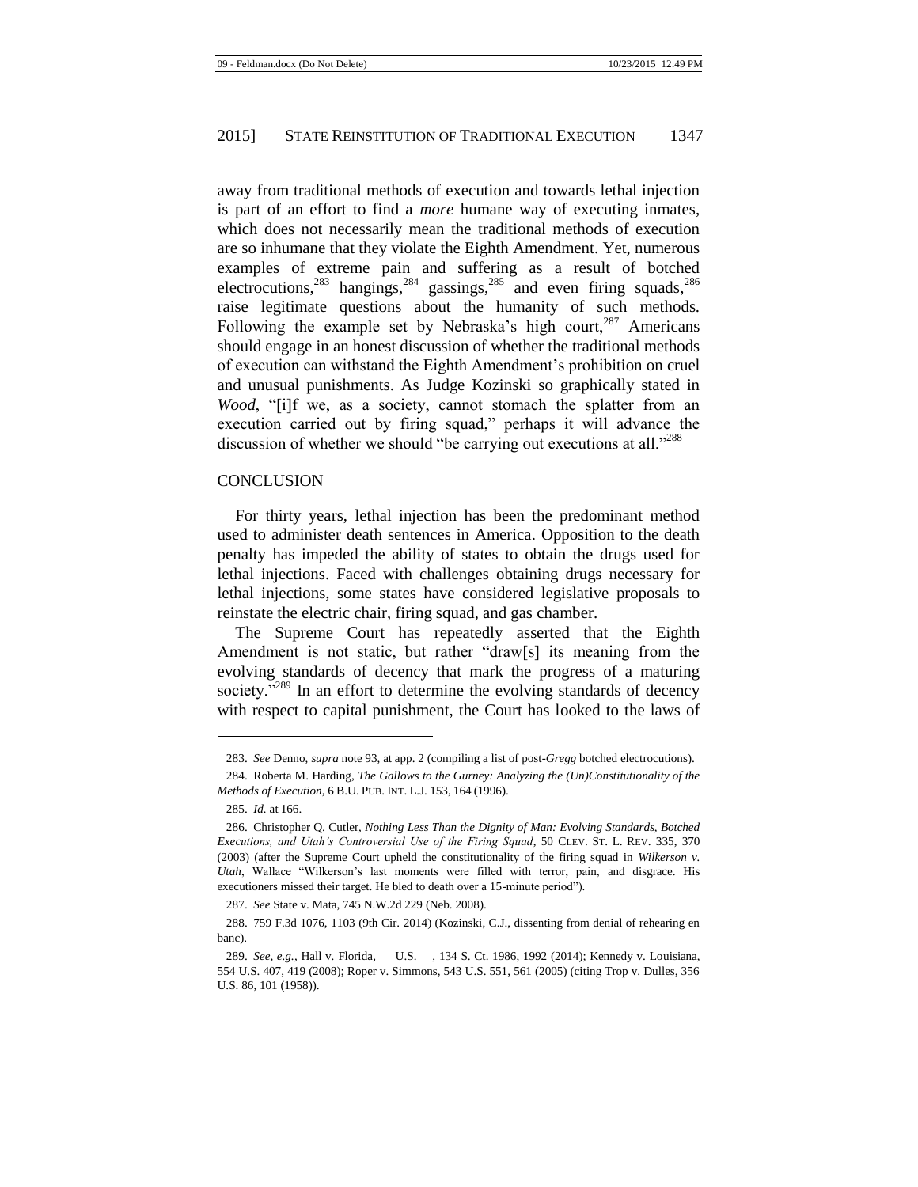away from traditional methods of execution and towards lethal injection is part of an effort to find a *more* humane way of executing inmates, which does not necessarily mean the traditional methods of execution are so inhumane that they violate the Eighth Amendment. Yet, numerous examples of extreme pain and suffering as a result of botched electrocutions,[283] hangings,[284] gassings,[285] and even firing squads,[286] raise legitimate questions about the humanity of such methods. Following the example set by Nebraska's high court,[287] Americans should engage in an honest discussion of whether the traditional methods of execution can withstand the Eighth Amendment's prohibition on cruel and unusual punishments. As Judge Kozinski so graphically stated in *Wood*, "[i]f we, as a society, cannot stomach the splatter from an execution carried out by firing squad," perhaps it will advance the discussion of whether we should "be carrying out executions at all."[288]

## CONCLUSION

For thirty years, lethal injection has been the predominant method used to administer death sentences in America. Opposition to the death penalty has impeded the ability of states to obtain the drugs used for lethal injections. Faced with challenges obtaining drugs necessary for lethal injections, some states have considered legislative proposals to reinstate the electric chair, firing squad, and gas chamber.

The Supreme Court has repeatedly asserted that the Eighth Amendment is not static, but rather "draw[s] its meaning from the evolving standards of decency that mark the progress of a maturing society."[289] In an effort to determine the evolving standards of decency with respect to capital punishment, the Court has looked to the laws of

---

283. *See* Denno, *supra* note 93, at app. 2 (compiling a list of post-*Gregg* botched electrocutions).

284. Roberta M. Harding, *The Gallows to the Gurney: Analyzing the (Un)Constitutionality of the Methods of Execution*, 6 B.U. PUB. INT. L.J. 153, 164 (1996).

285. *Id.* at 166.

286. Christopher Q. Cutler, *Nothing Less Than the Dignity of Man: Evolving Standards, Botched Executions, and Utah's Controversial Use of the Firing Squad*, 50 CLEV. ST. L. REV. 335, 370 (2003) (after the Supreme Court upheld the constitutionality of the firing squad in *Wilkerson v. Utah*, Wallace "Wilkerson's last moments were filled with terror, pain, and disgrace. His executioners missed their target. He bled to death over a 15-minute period").

287. *See* State v. Mata, 745 N.W.2d 229 (Neb. 2008).

288. 759 F.3d 1076, 1103 (9th Cir. 2014) (Kozinski, C.J., dissenting from denial of rehearing en banc).

289. *See, e.g.*, Hall v. Florida, __ U.S. __, 134 S. Ct. 1986, 1992 (2014); Kennedy v. Louisiana, 554 U.S. 407, 419 (2008); Roper v. Simmons, 543 U.S. 551, 561 (2005) (citing Trop v. Dulles, 356 U.S. 86, 101 (1958)).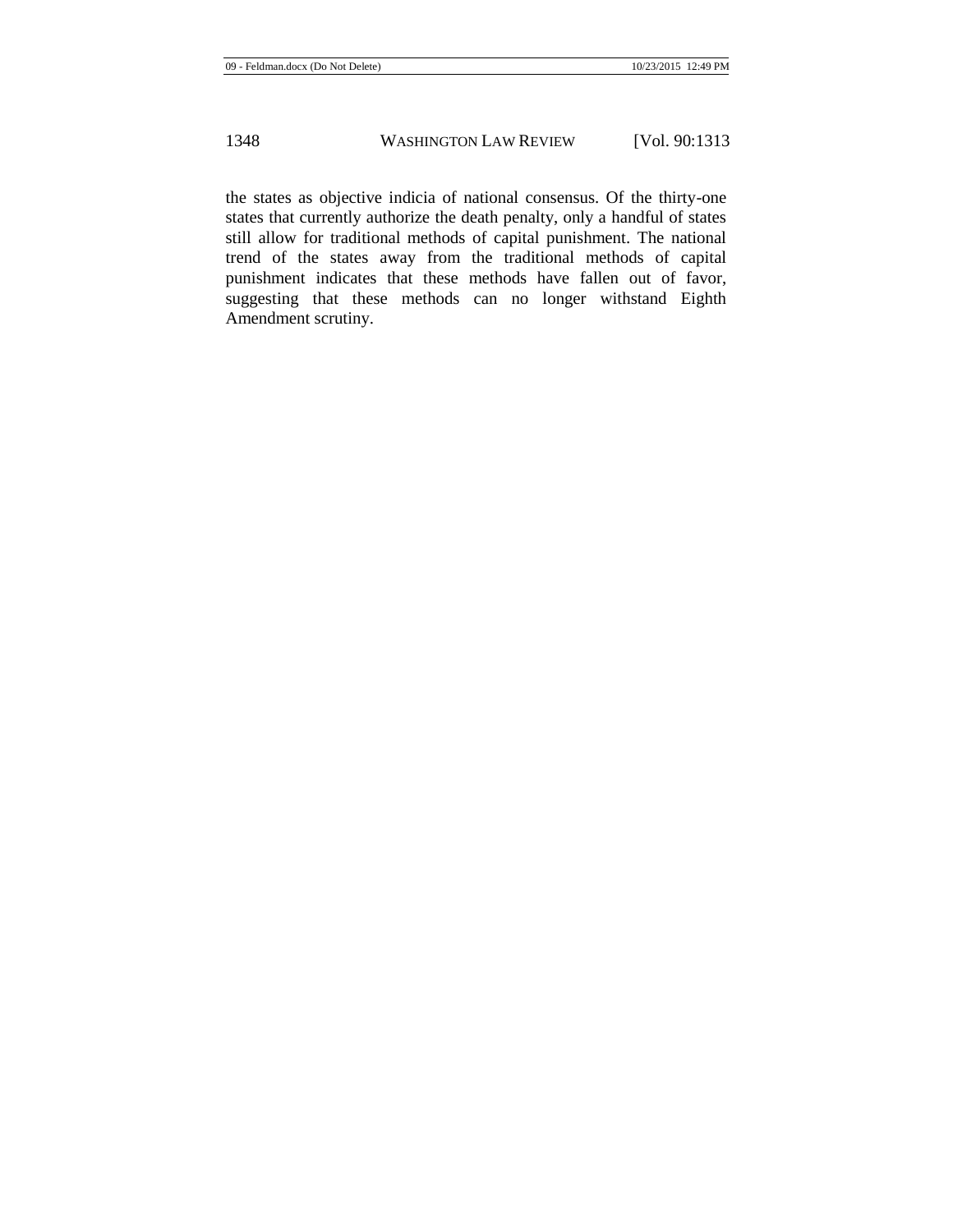the states as objective indicia of national consensus. Of the thirty-one states that currently authorize the death penalty, only a handful of states still allow for traditional methods of capital punishment. The national trend of the states away from the traditional methods of capital punishment indicates that these methods have fallen out of favor, suggesting that these methods can no longer withstand Eighth Amendment scrutiny.